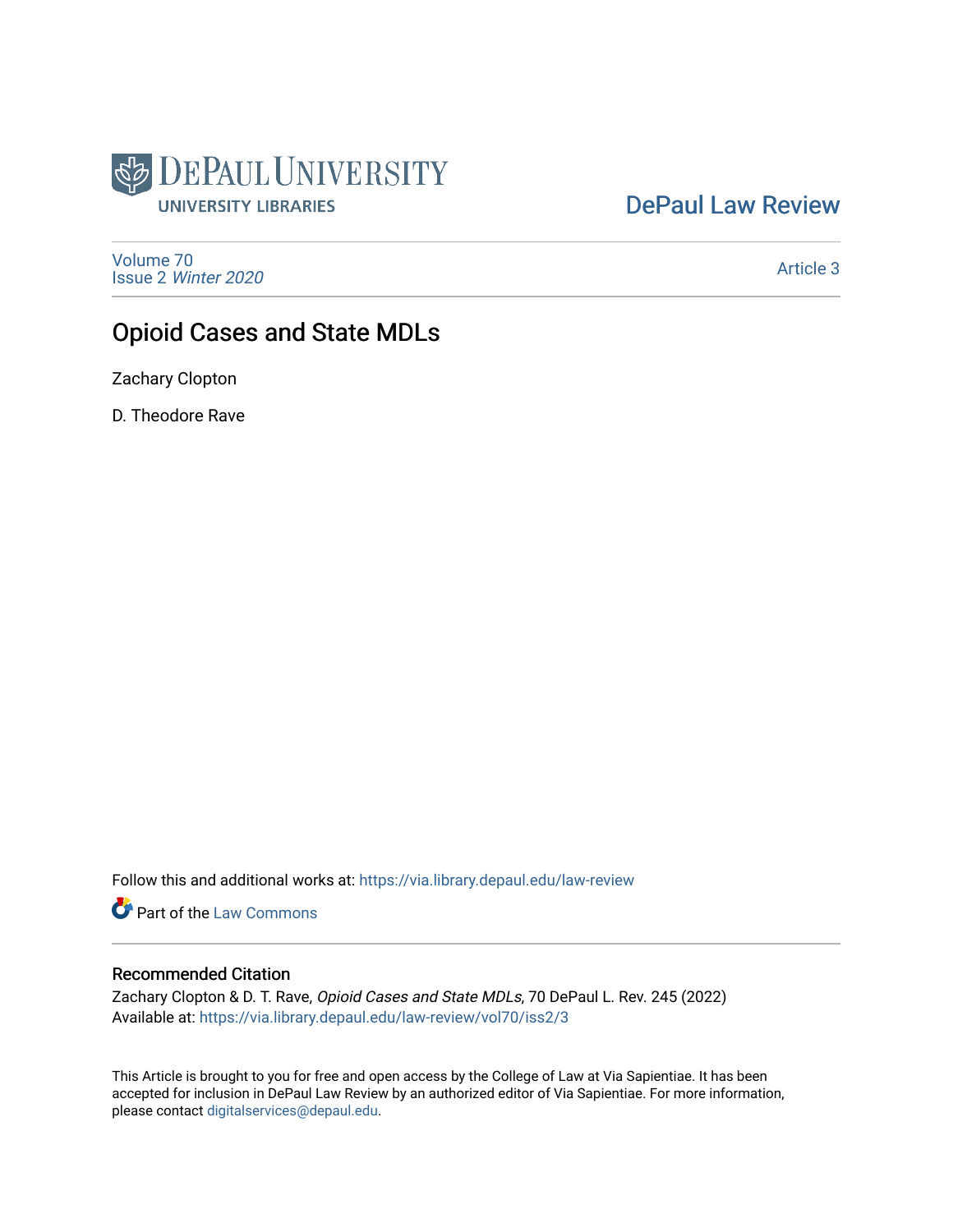DePaul University
UNIVERSITY LIBRARIES

DePaul Law Review

Volume 70
Issue 2 *Winter 2020*

Article 3

# Opioid Cases and State MDLs

Zachary Clopton

D. Theodore Rave

Follow this and additional works at: https://via.library.depaul.edu/law-review

Part of the Law Commons

## Recommended Citation

Zachary Clopton & D. T. Rave, *Opioid Cases and State MDLs*, 70 DePaul L. Rev. 245 (2022)
Available at: https://via.library.depaul.edu/law-review/vol70/iss2/3

This Article is brought to you for free and open access by the College of Law at Via Sapientiae. It has been accepted for inclusion in DePaul Law Review by an authorized editor of Via Sapientiae. For more information, please contact digitalservices@depaul.edu.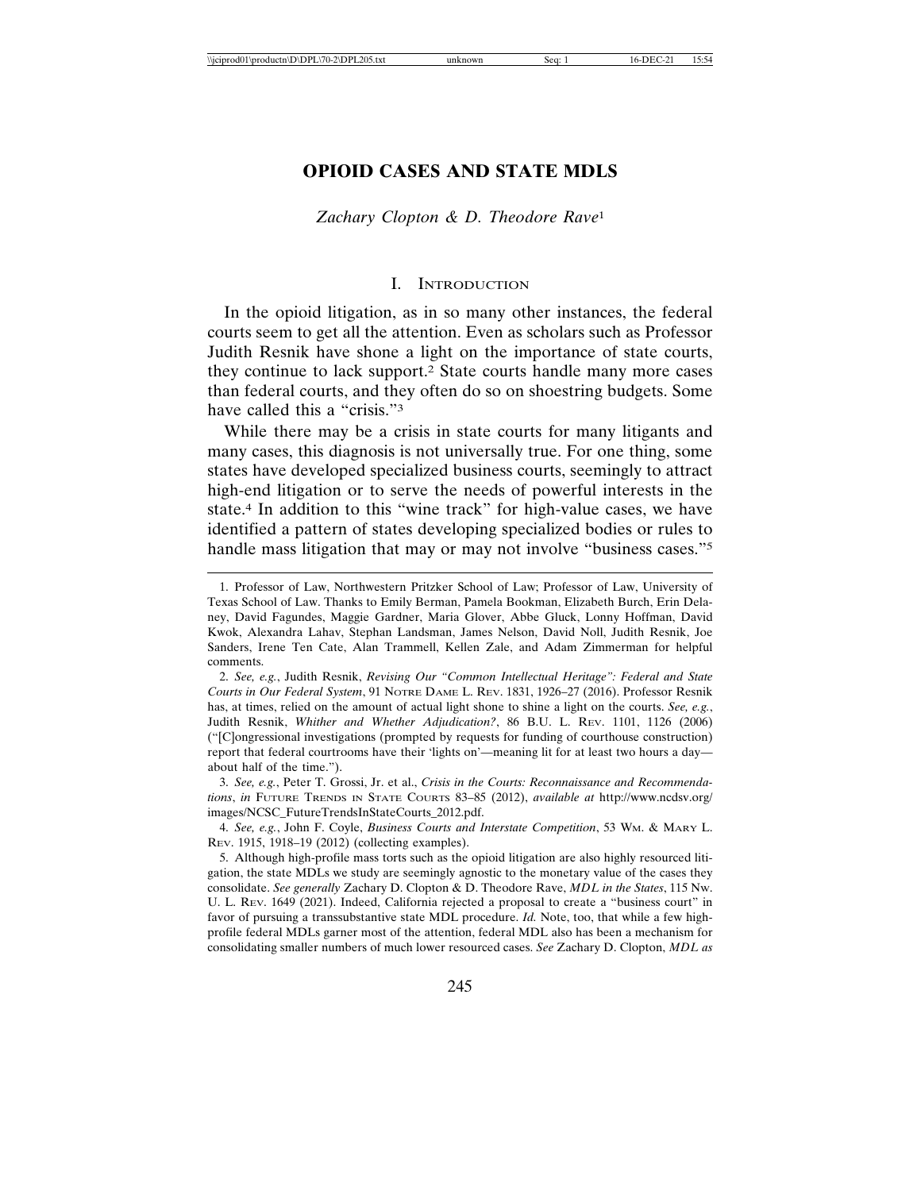# OPIOID CASES AND STATE MDLS

*Zachary Clopton & D. Theodore Rave*[1]

## I. INTRODUCTION

In the opioid litigation, as in so many other instances, the federal courts seem to get all the attention. Even as scholars such as Professor Judith Resnik have shone a light on the importance of state courts, they continue to lack support.[2] State courts handle many more cases than federal courts, and they often do so on shoestring budgets. Some have called this a "crisis."[3]

While there may be a crisis in state courts for many litigants and many cases, this diagnosis is not universally true. For one thing, some states have developed specialized business courts, seemingly to attract high-end litigation or to serve the needs of powerful interests in the state.[4] In addition to this "wine track" for high-value cases, we have identified a pattern of states developing specialized bodies or rules to handle mass litigation that may or may not involve "business cases."[5]

---

1. Professor of Law, Northwestern Pritzker School of Law; Professor of Law, University of Texas School of Law. Thanks to Emily Berman, Pamela Bookman, Elizabeth Burch, Erin Delaney, David Fagundes, Maggie Gardner, Maria Glover, Abbe Gluck, Lonny Hoffman, David Kwok, Alexandra Lahav, Stephan Landsman, James Nelson, David Noll, Judith Resnik, Joe Sanders, Irene Ten Cate, Alan Trammell, Kellen Zale, and Adam Zimmerman for helpful comments.

2. *See, e.g.*, Judith Resnik, *Revising Our "Common Intellectual Heritage": Federal and State Courts in Our Federal System*, 91 NOTRE DAME L. REV. 1831, 1926–27 (2016). Professor Resnik has, at times, relied on the amount of actual light shone to shine a light on the courts. *See, e.g.*, Judith Resnik, *Whither and Whether Adjudication?*, 86 B.U. L. REV. 1101, 1126 (2006) ("[C]ongressional investigations (prompted by requests for funding of courthouse construction) report that federal courtrooms have their 'lights on'—meaning lit for at least two hours a day—about half of the time.").

3. *See, e.g.*, Peter T. Grossi, Jr. et al., *Crisis in the Courts: Reconnaissance and Recommendations*, *in* FUTURE TRENDS IN STATE COURTS 83–85 (2012), *available at* http://www.ncdsv.org/images/NCSC_FutureTrendsInStateCourts_2012.pdf.

4. *See, e.g.*, John F. Coyle, *Business Courts and Interstate Competition*, 53 WM. & MARY L. REV. 1915, 1918–19 (2012) (collecting examples).

5. Although high-profile mass torts such as the opioid litigation are also highly resourced litigation, the state MDLs we study are seemingly agnostic to the monetary value of the cases they consolidate. *See generally* Zachary D. Clopton & D. Theodore Rave, *MDL in the States*, 115 NW. U. L. REV. 1649 (2021). Indeed, California rejected a proposal to create a "business court" in favor of pursuing a transsubstantive state MDL procedure. *Id.* Note, too, that while a few high-profile federal MDLs garner most of the attention, federal MDL also has been a mechanism for consolidating smaller numbers of much lower resourced cases. *See* Zachary D. Clopton, *MDL as*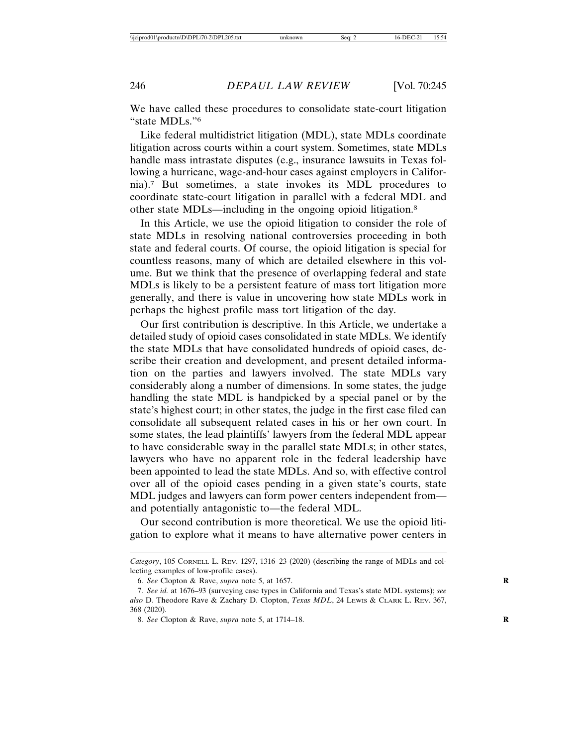We have called these procedures to consolidate state-court litigation "state MDLs."[6]

Like federal multidistrict litigation (MDL), state MDLs coordinate litigation across courts within a court system. Sometimes, state MDLs handle mass intrastate disputes (e.g., insurance lawsuits in Texas following a hurricane, wage-and-hour cases against employers in California).[7] But sometimes, a state invokes its MDL procedures to coordinate state-court litigation in parallel with a federal MDL and other state MDLs—including in the ongoing opioid litigation.[8]

In this Article, we use the opioid litigation to consider the role of state MDLs in resolving national controversies proceeding in both state and federal courts. Of course, the opioid litigation is special for countless reasons, many of which are detailed elsewhere in this volume. But we think that the presence of overlapping federal and state MDLs is likely to be a persistent feature of mass tort litigation more generally, and there is value in uncovering how state MDLs work in perhaps the highest profile mass tort litigation of the day.

Our first contribution is descriptive. In this Article, we undertake a detailed study of opioid cases consolidated in state MDLs. We identify the state MDLs that have consolidated hundreds of opioid cases, describe their creation and development, and present detailed information on the parties and lawyers involved. The state MDLs vary considerably along a number of dimensions. In some states, the judge handling the state MDL is handpicked by a special panel or by the state's highest court; in other states, the judge in the first case filed can consolidate all subsequent related cases in his or her own court. In some states, the lead plaintiffs' lawyers from the federal MDL appear to have considerable sway in the parallel state MDLs; in other states, lawyers who have no apparent role in the federal leadership have been appointed to lead the state MDLs. And so, with effective control over all of the opioid cases pending in a given state's courts, state MDL judges and lawyers can form power centers independent from—and potentially antagonistic to—the federal MDL.

Our second contribution is more theoretical. We use the opioid litigation to explore what it means to have alternative power centers in

---

*Category*, 105 Cornell L. Rev. 1297, 1316–23 (2020) (describing the range of MDLs and collecting examples of low-profile cases).

6. *See* Clopton & Rave, *supra* note 5, at 1657.

7. *See id.* at 1676–93 (surveying case types in California and Texas's state MDL systems); *see also* D. Theodore Rave & Zachary D. Clopton, *Texas MDL*, 24 Lewis & Clark L. Rev. 367, 368 (2020).

8. *See* Clopton & Rave, *supra* note 5, at 1714–18.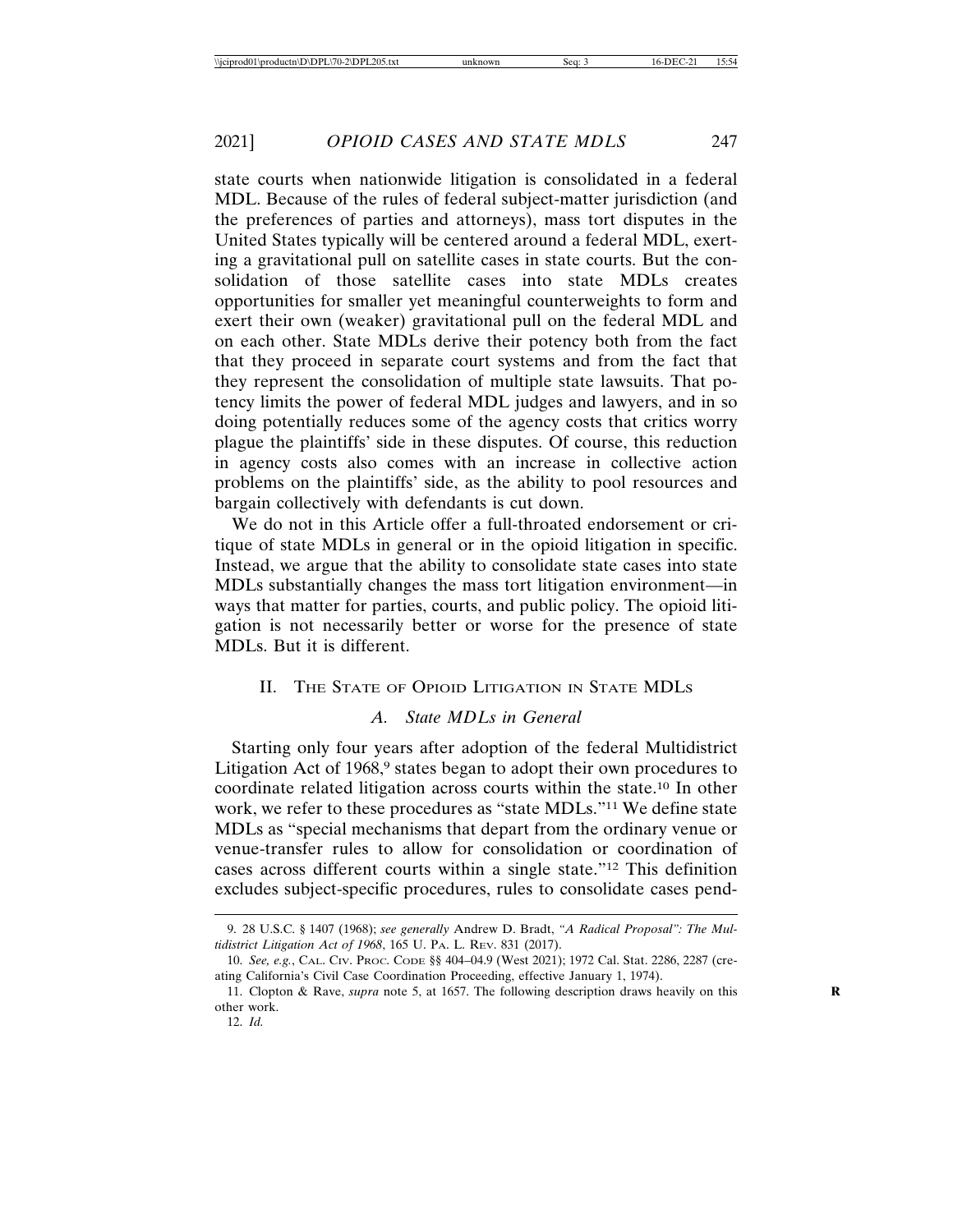state courts when nationwide litigation is consolidated in a federal MDL. Because of the rules of federal subject-matter jurisdiction (and the preferences of parties and attorneys), mass tort disputes in the United States typically will be centered around a federal MDL, exerting a gravitational pull on satellite cases in state courts. But the consolidation of those satellite cases into state MDLs creates opportunities for smaller yet meaningful counterweights to form and exert their own (weaker) gravitational pull on the federal MDL and on each other. State MDLs derive their potency both from the fact that they proceed in separate court systems and from the fact that they represent the consolidation of multiple state lawsuits. That potency limits the power of federal MDL judges and lawyers, and in so doing potentially reduces some of the agency costs that critics worry plague the plaintiffs' side in these disputes. Of course, this reduction in agency costs also comes with an increase in collective action problems on the plaintiffs' side, as the ability to pool resources and bargain collectively with defendants is cut down.

We do not in this Article offer a full-throated endorsement or critique of state MDLs in general or in the opioid litigation in specific. Instead, we argue that the ability to consolidate state cases into state MDLs substantially changes the mass tort litigation environment—in ways that matter for parties, courts, and public policy. The opioid litigation is not necessarily better or worse for the presence of state MDLs. But it is different.

## II. The State of Opioid Litigation in State MDLs

### A. *State MDLs in General*

Starting only four years after adoption of the federal Multidistrict Litigation Act of 1968,[9] states began to adopt their own procedures to coordinate related litigation across courts within the state.[10] In other work, we refer to these procedures as "state MDLs."[11] We define state MDLs as "special mechanisms that depart from the ordinary venue or venue-transfer rules to allow for consolidation or coordination of cases across different courts within a single state."[12] This definition excludes subject-specific procedures, rules to consolidate cases pend-

---

9. 28 U.S.C. § 1407 (1968); *see generally* Andrew D. Bradt, *"A Radical Proposal": The Multidistrict Litigation Act of 1968*, 165 U. Pa. L. Rev. 831 (2017).

10. *See, e.g.*, Cal. Civ. Proc. Code §§ 404–04.9 (West 2021); 1972 Cal. Stat. 2286, 2287 (creating California's Civil Case Coordination Proceeding, effective January 1, 1974).

11. Clopton & Rave, *supra* note 5, at 1657. The following description draws heavily on this other work.

12. *Id.*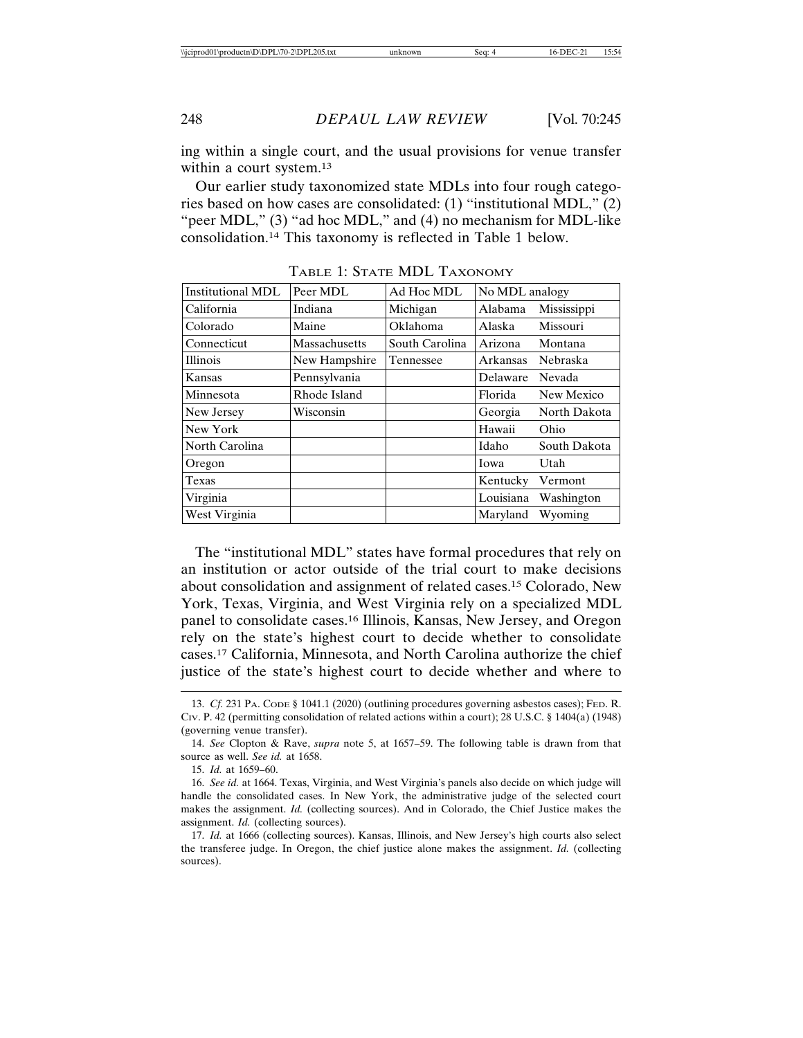ing within a single court, and the usual provisions for venue transfer within a court system.[13]

Our earlier study taxonomized state MDLs into four rough categories based on how cases are consolidated: (1) "institutional MDL," (2) "peer MDL," (3) "ad hoc MDL," and (4) no mechanism for MDL-like consolidation.[14] This taxonomy is reflected in Table 1 below.

TABLE 1: STATE MDL TAXONOMY

| Institutional MDL | Peer MDL | Ad Hoc MDL | No MDL analogy | |
|---|---|---|---|---|
| California | Indiana | Michigan | Alabama | Mississippi |
| Colorado | Maine | Oklahoma | Alaska | Missouri |
| Connecticut | Massachusetts | South Carolina | Arizona | Montana |
| Illinois | New Hampshire | Tennessee | Arkansas | Nebraska |
| Kansas | Pennsylvania | | Delaware | Nevada |
| Minnesota | Rhode Island | | Florida | New Mexico |
| New Jersey | Wisconsin | | Georgia | North Dakota |
| New York | | | Hawaii | Ohio |
| North Carolina | | | Idaho | South Dakota |
| Oregon | | | Iowa | Utah |
| Texas | | | Kentucky | Vermont |
| Virginia | | | Louisiana | Washington |
| West Virginia | | | Maryland | Wyoming |

The "institutional MDL" states have formal procedures that rely on an institution or actor outside of the trial court to make decisions about consolidation and assignment of related cases.[15] Colorado, New York, Texas, Virginia, and West Virginia rely on a specialized MDL panel to consolidate cases.[16] Illinois, Kansas, New Jersey, and Oregon rely on the state's highest court to decide whether to consolidate cases.[17] California, Minnesota, and North Carolina authorize the chief justice of the state's highest court to decide whether and where to

---

13. *Cf.* 231 PA. CODE § 1041.1 (2020) (outlining procedures governing asbestos cases); FED. R. CIV. P. 42 (permitting consolidation of related actions within a court); 28 U.S.C. § 1404(a) (1948) (governing venue transfer).

14. *See* Clopton & Rave, *supra* note 5, at 1657–59. The following table is drawn from that source as well. *See id.* at 1658.

15. *Id.* at 1659–60.

16. *See id.* at 1664. Texas, Virginia, and West Virginia's panels also decide on which judge will handle the consolidated cases. In New York, the administrative judge of the selected court makes the assignment. *Id.* (collecting sources). And in Colorado, the Chief Justice makes the assignment. *Id.* (collecting sources).

17. *Id.* at 1666 (collecting sources). Kansas, Illinois, and New Jersey's high courts also select the transferee judge. In Oregon, the chief justice alone makes the assignment. *Id.* (collecting sources).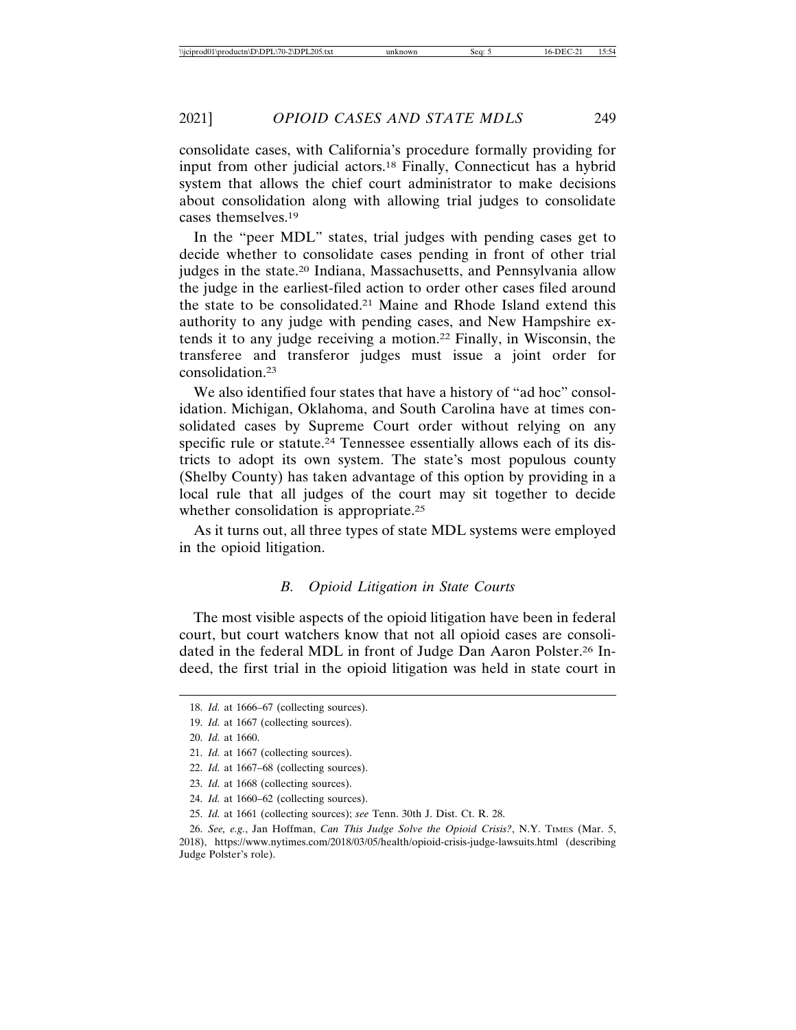consolidate cases, with California's procedure formally providing for input from other judicial actors.[18] Finally, Connecticut has a hybrid system that allows the chief court administrator to make decisions about consolidation along with allowing trial judges to consolidate cases themselves.[19]

In the "peer MDL" states, trial judges with pending cases get to decide whether to consolidate cases pending in front of other trial judges in the state.[20] Indiana, Massachusetts, and Pennsylvania allow the judge in the earliest-filed action to order other cases filed around the state to be consolidated.[21] Maine and Rhode Island extend this authority to any judge with pending cases, and New Hampshire extends it to any judge receiving a motion.[22] Finally, in Wisconsin, the transferee and transferor judges must issue a joint order for consolidation.[23]

We also identified four states that have a history of "ad hoc" consolidation. Michigan, Oklahoma, and South Carolina have at times consolidated cases by Supreme Court order without relying on any specific rule or statute.[24] Tennessee essentially allows each of its districts to adopt its own system. The state's most populous county (Shelby County) has taken advantage of this option by providing in a local rule that all judges of the court may sit together to decide whether consolidation is appropriate.[25]

As it turns out, all three types of state MDL systems were employed in the opioid litigation.

### B. Opioid Litigation in State Courts

The most visible aspects of the opioid litigation have been in federal court, but court watchers know that not all opioid cases are consolidated in the federal MDL in front of Judge Dan Aaron Polster.[26] Indeed, the first trial in the opioid litigation was held in state court in

---

18. *Id.* at 1666–67 (collecting sources).

19. *Id.* at 1667 (collecting sources).

20. *Id.* at 1660.

21. *Id.* at 1667 (collecting sources).

22. *Id.* at 1667–68 (collecting sources).

23. *Id.* at 1668 (collecting sources).

24. *Id.* at 1660–62 (collecting sources).

25. *Id.* at 1661 (collecting sources); *see* Tenn. 30th J. Dist. Ct. R. 28.

26. *See, e.g.*, Jan Hoffman, *Can This Judge Solve the Opioid Crisis?*, N.Y. TIMES (Mar. 5, 2018), https://www.nytimes.com/2018/03/05/health/opioid-crisis-judge-lawsuits.html (describing Judge Polster's role).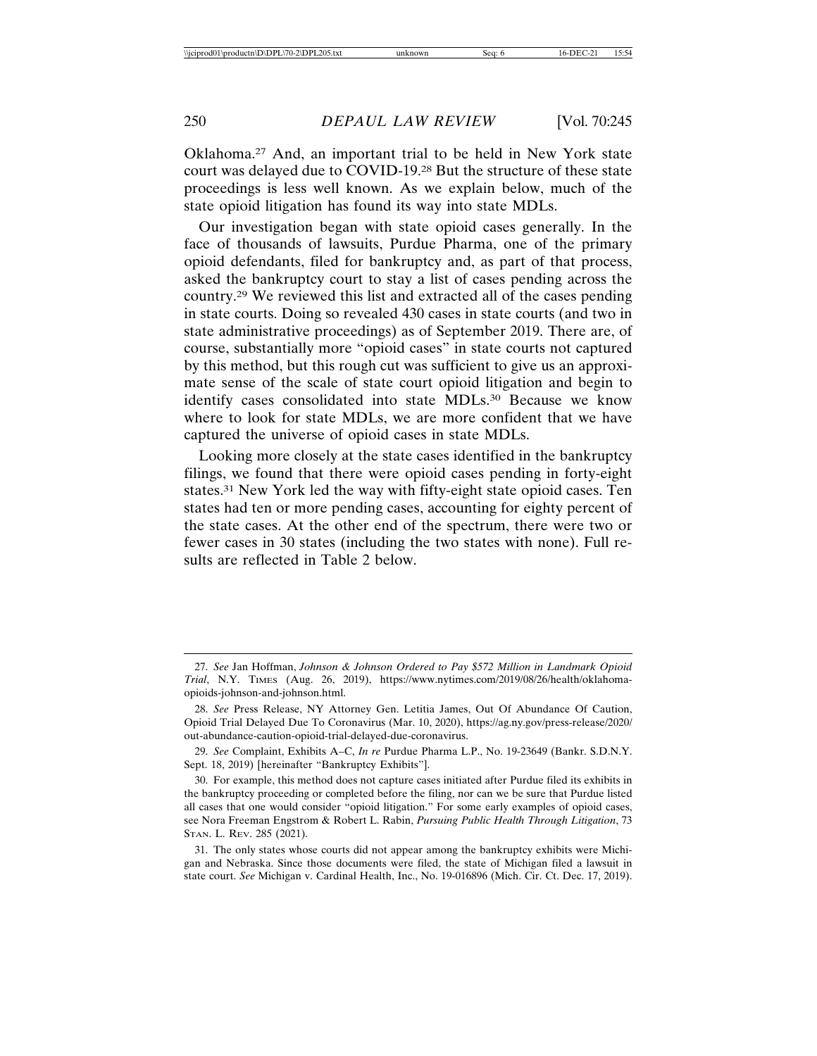Oklahoma.[27] And, an important trial to be held in New York state court was delayed due to COVID-19.[28] But the structure of these state proceedings is less well known. As we explain below, much of the state opioid litigation has found its way into state MDLs.

Our investigation began with state opioid cases generally. In the face of thousands of lawsuits, Purdue Pharma, one of the primary opioid defendants, filed for bankruptcy and, as part of that process, asked the bankruptcy court to stay a list of cases pending across the country.[29] We reviewed this list and extracted all of the cases pending in state courts. Doing so revealed 430 cases in state courts (and two in state administrative proceedings) as of September 2019. There are, of course, substantially more "opioid cases" in state courts not captured by this method, but this rough cut was sufficient to give us an approximate sense of the scale of state court opioid litigation and begin to identify cases consolidated into state MDLs.[30] Because we know where to look for state MDLs, we are more confident that we have captured the universe of opioid cases in state MDLs.

Looking more closely at the state cases identified in the bankruptcy filings, we found that there were opioid cases pending in forty-eight states.[31] New York led the way with fifty-eight state opioid cases. Ten states had ten or more pending cases, accounting for eighty percent of the state cases. At the other end of the spectrum, there were two or fewer cases in 30 states (including the two states with none). Full results are reflected in Table 2 below.

---

27. *See* Jan Hoffman, *Johnson & Johnson Ordered to Pay $572 Million in Landmark Opioid Trial*, N.Y. TIMES (Aug. 26, 2019), https://www.nytimes.com/2019/08/26/health/oklahoma-opioids-johnson-and-johnson.html.

28. *See* Press Release, NY Attorney Gen. Letitia James, Out Of Abundance Of Caution, Opioid Trial Delayed Due To Coronavirus (Mar. 10, 2020), https://ag.ny.gov/press-release/2020/out-abundance-caution-opioid-trial-delayed-due-coronavirus.

29. *See* Complaint, Exhibits A–C, *In re* Purdue Pharma L.P., No. 19-23649 (Bankr. S.D.N.Y. Sept. 18, 2019) [hereinafter "Bankruptcy Exhibits"].

30. For example, this method does not capture cases initiated after Purdue filed its exhibits in the bankruptcy proceeding or completed before the filing, nor can we be sure that Purdue listed all cases that one would consider "opioid litigation." For some early examples of opioid cases, see Nora Freeman Engstrom & Robert L. Rabin, *Pursuing Public Health Through Litigation*, 73 STAN. L. REV. 285 (2021).

31. The only states whose courts did not appear among the bankruptcy exhibits were Michigan and Nebraska. Since those documents were filed, the state of Michigan filed a lawsuit in state court. *See* Michigan v. Cardinal Health, Inc., No. 19-016896 (Mich. Cir. Ct. Dec. 17, 2019).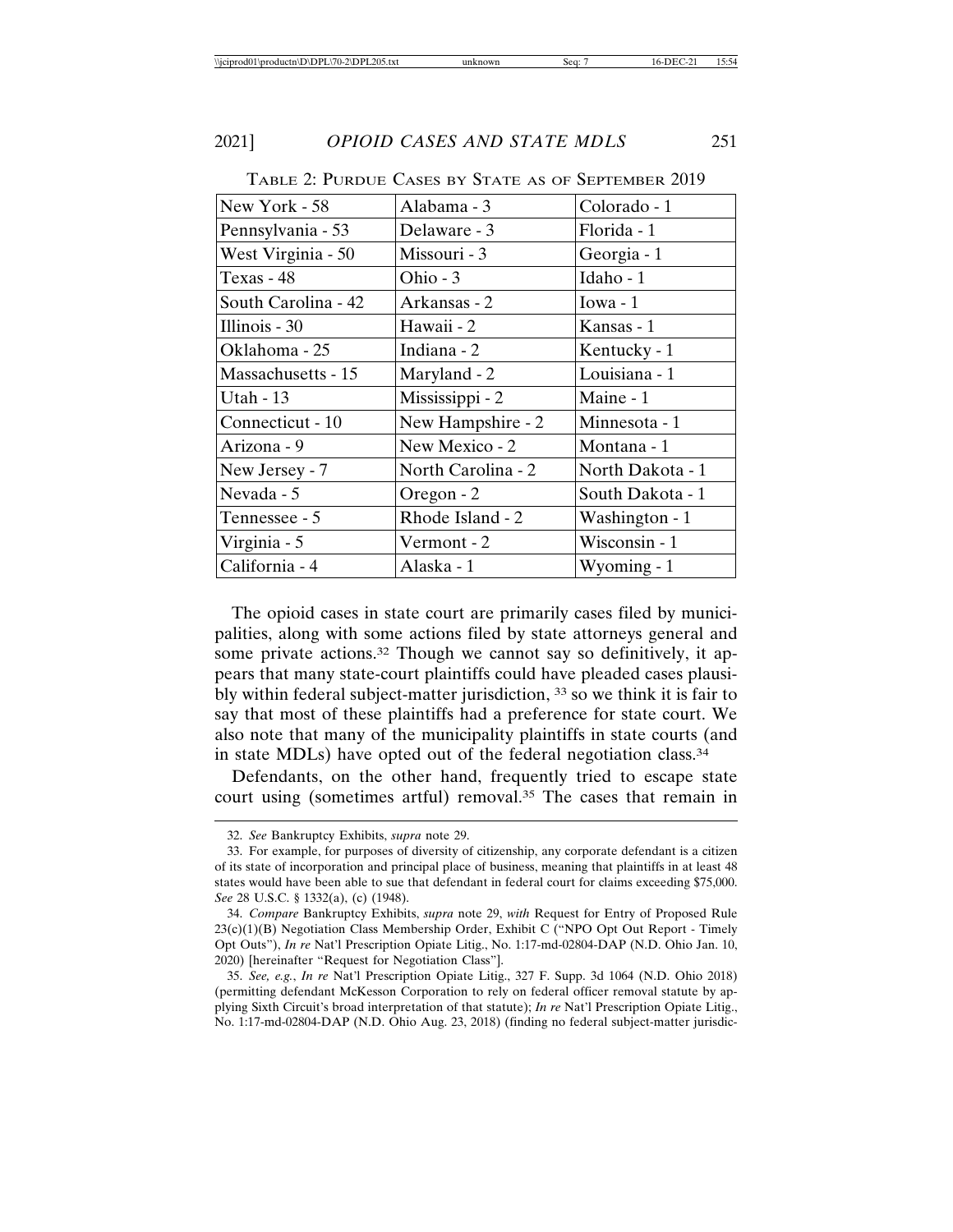TABLE 2: PURDUE CASES BY STATE AS OF SEPTEMBER 2019

| | | |
|---|---|---|
| New York - 58 | Alabama - 3 | Colorado - 1 |
| Pennsylvania - 53 | Delaware - 3 | Florida - 1 |
| West Virginia - 50 | Missouri - 3 | Georgia - 1 |
| Texas - 48 | Ohio - 3 | Idaho - 1 |
| South Carolina - 42 | Arkansas - 2 | Iowa - 1 |
| Illinois - 30 | Hawaii - 2 | Kansas - 1 |
| Oklahoma - 25 | Indiana - 2 | Kentucky - 1 |
| Massachusetts - 15 | Maryland - 2 | Louisiana - 1 |
| Utah - 13 | Mississippi - 2 | Maine - 1 |
| Connecticut - 10 | New Hampshire - 2 | Minnesota - 1 |
| Arizona - 9 | New Mexico - 2 | Montana - 1 |
| New Jersey - 7 | North Carolina - 2 | North Dakota - 1 |
| Nevada - 5 | Oregon - 2 | South Dakota - 1 |
| Tennessee - 5 | Rhode Island - 2 | Washington - 1 |
| Virginia - 5 | Vermont - 2 | Wisconsin - 1 |
| California - 4 | Alaska - 1 | Wyoming - 1 |

The opioid cases in state court are primarily cases filed by municipalities, along with some actions filed by state attorneys general and some private actions.[32] Though we cannot say so definitively, it appears that many state-court plaintiffs could have pleaded cases plausibly within federal subject-matter jurisdiction, [33] so we think it is fair to say that most of these plaintiffs had a preference for state court. We also note that many of the municipality plaintiffs in state courts (and in state MDLs) have opted out of the federal negotiation class.[34]

Defendants, on the other hand, frequently tried to escape state court using (sometimes artful) removal.[35] The cases that remain in

---

32. *See* Bankruptcy Exhibits, *supra* note 29.

33. For example, for purposes of diversity of citizenship, any corporate defendant is a citizen of its state of incorporation and principal place of business, meaning that plaintiffs in at least 48 states would have been able to sue that defendant in federal court for claims exceeding $75,000. *See* 28 U.S.C. § 1332(a), (c) (1948).

34. *Compare* Bankruptcy Exhibits, *supra* note 29, *with* Request for Entry of Proposed Rule 23(c)(1)(B) Negotiation Class Membership Order, Exhibit C ("NPO Opt Out Report - Timely Opt Outs"), *In re* Nat'l Prescription Opiate Litig., No. 1:17-md-02804-DAP (N.D. Ohio Jan. 10, 2020) [hereinafter "Request for Negotiation Class"].

35. *See, e.g.*, *In re* Nat'l Prescription Opiate Litig., 327 F. Supp. 3d 1064 (N.D. Ohio 2018) (permitting defendant McKesson Corporation to rely on federal officer removal statute by applying Sixth Circuit's broad interpretation of that statute); *In re* Nat'l Prescription Opiate Litig., No. 1:17-md-02804-DAP (N.D. Ohio Aug. 23, 2018) (finding no federal subject-matter jurisdic-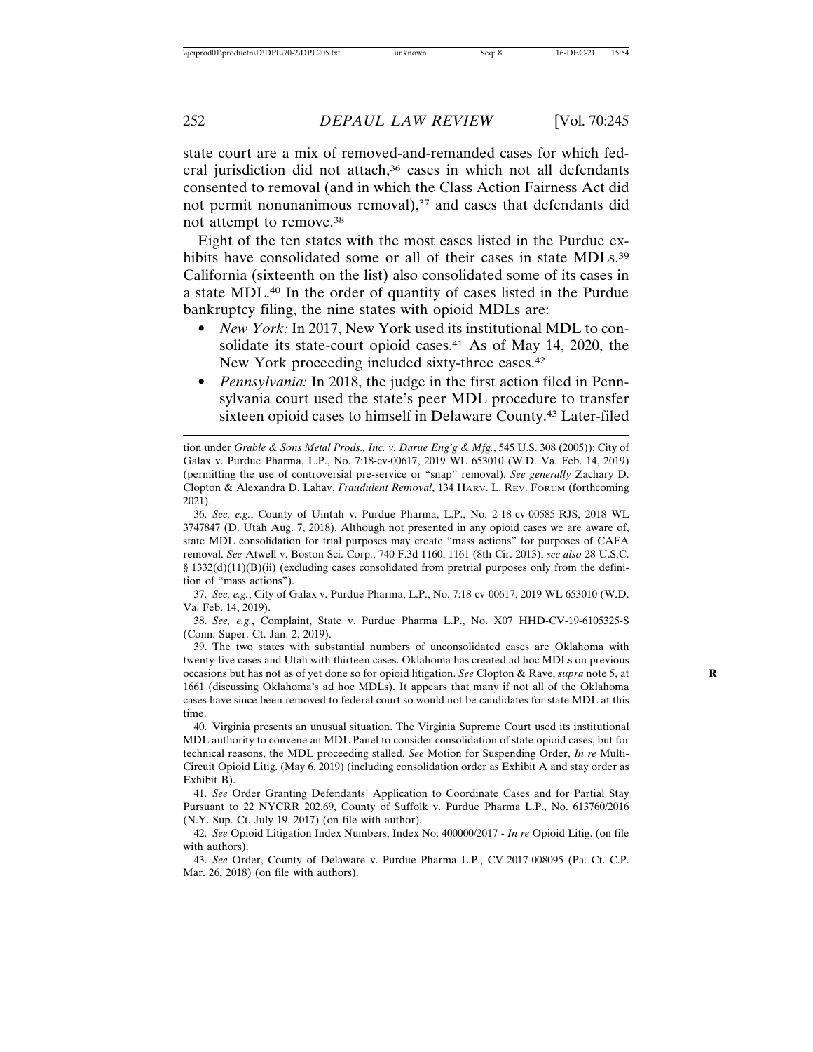state court are a mix of removed-and-remanded cases for which federal jurisdiction did not attach,[36] cases in which not all defendants consented to removal (and in which the Class Action Fairness Act did not permit nonunanimous removal),[37] and cases that defendants did not attempt to remove.[38]

Eight of the ten states with the most cases listed in the Purdue exhibits have consolidated some or all of their cases in state MDLs.[39] California (sixteenth on the list) also consolidated some of its cases in a state MDL.[40] In the order of quantity of cases listed in the Purdue bankruptcy filing, the nine states with opioid MDLs are:

- *New York:* In 2017, New York used its institutional MDL to consolidate its state-court opioid cases.[41] As of May 14, 2020, the New York proceeding included sixty-three cases.[42]
- *Pennsylvania:* In 2018, the judge in the first action filed in Pennsylvania court used the state's peer MDL procedure to transfer sixteen opioid cases to himself in Delaware County.[43] Later-filed

---

tion under *Grable & Sons Metal Prods., Inc. v. Darue Eng'g & Mfg.*, 545 U.S. 308 (2005)); City of Galax v. Purdue Pharma, L.P., No. 7:18-cv-00617, 2019 WL 653010 (W.D. Va. Feb. 14, 2019) (permitting the use of controversial pre-service or "snap" removal). *See generally* Zachary D. Clopton & Alexandra D. Lahav, *Fraudulent Removal*, 134 HARV. L. REV. FORUM (forthcoming 2021).

36. *See, e.g.*, County of Uintah v. Purdue Pharma, L.P., No. 2-18-cv-00585-RJS, 2018 WL 3747847 (D. Utah Aug. 7, 2018). Although not presented in any opioid cases we are aware of, state MDL consolidation for trial purposes may create "mass actions" for purposes of CAFA removal. *See* Atwell v. Boston Sci. Corp., 740 F.3d 1160, 1161 (8th Cir. 2013); *see also* 28 U.S.C. § 1332(d)(11)(B)(ii) (excluding cases consolidated from pretrial purposes only from the definition of "mass actions").

37. *See, e.g.*, City of Galax v. Purdue Pharma, L.P., No. 7:18-cv-00617, 2019 WL 653010 (W.D. Va. Feb. 14, 2019).

38. *See, e.g.*, Complaint, State v. Purdue Pharma L.P., No. X07 HHD-CV-19-6105325-S (Conn. Super. Ct. Jan. 2, 2019).

39. The two states with substantial numbers of unconsolidated cases are Oklahoma with twenty-five cases and Utah with thirteen cases. Oklahoma has created ad hoc MDLs on previous occasions but has not as of yet done so for opioid litigation. *See* Clopton & Rave, *supra* note 5, at 1661 (discussing Oklahoma's ad hoc MDLs). It appears that many if not all of the Oklahoma cases have since been removed to federal court so would not be candidates for state MDL at this time.

40. Virginia presents an unusual situation. The Virginia Supreme Court used its institutional MDL authority to convene an MDL Panel to consider consolidation of state opioid cases, but for technical reasons, the MDL proceeding stalled. *See* Motion for Suspending Order, *In re* Multi-Circuit Opioid Litig. (May 6, 2019) (including consolidation order as Exhibit A and stay order as Exhibit B).

41. *See* Order Granting Defendants' Application to Coordinate Cases and for Partial Stay Pursuant to 22 NYCRR 202.69, County of Suffolk v. Purdue Pharma L.P., No. 613760/2016 (N.Y. Sup. Ct. July 19, 2017) (on file with author).

42. *See* Opioid Litigation Index Numbers, Index No: 400000/2017 - *In re* Opioid Litig. (on file with authors).

43. *See* Order, County of Delaware v. Purdue Pharma L.P., CV-2017-008095 (Pa. Ct. C.P. Mar. 26, 2018) (on file with authors).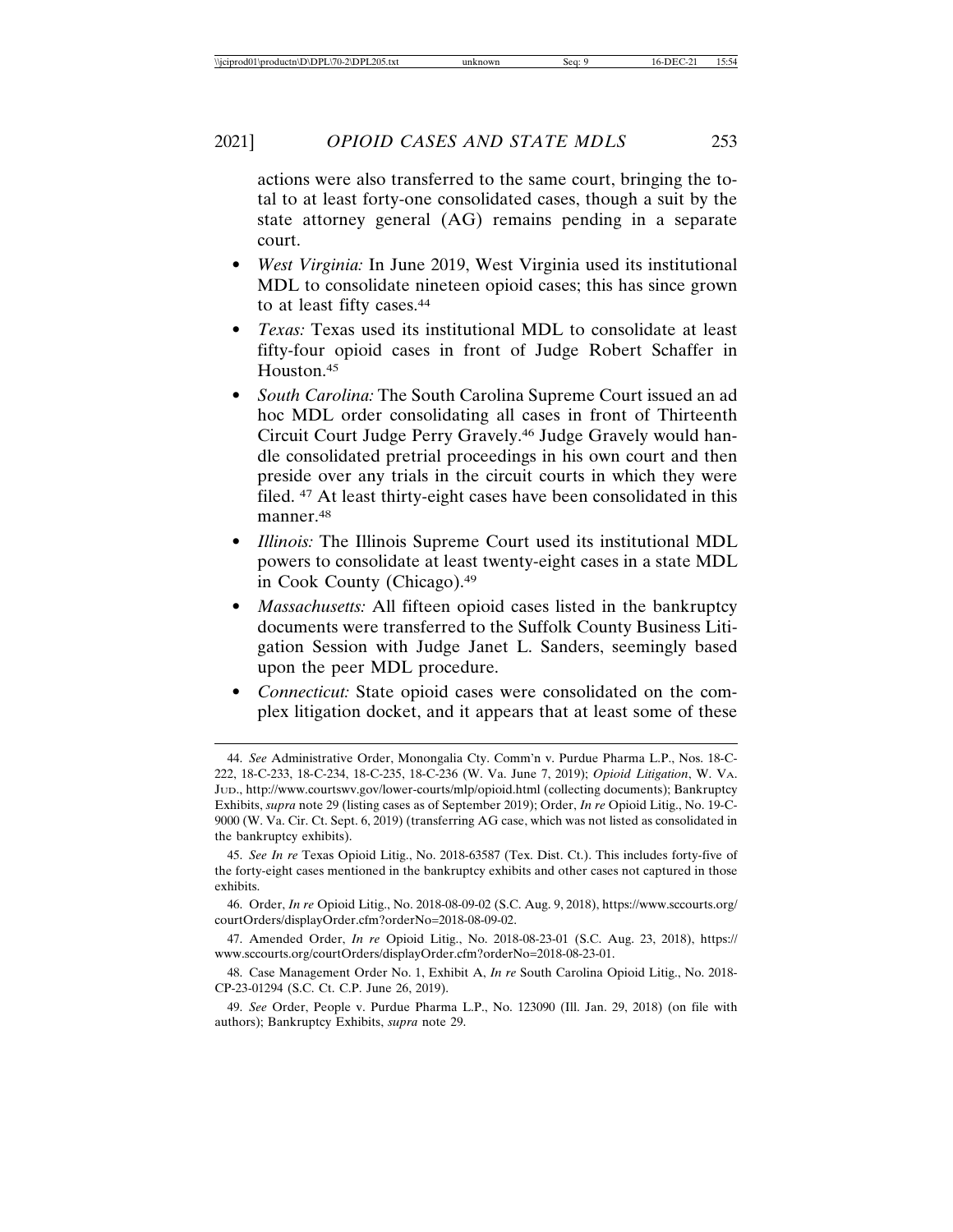actions were also transferred to the same court, bringing the total to at least forty-one consolidated cases, though a suit by the state attorney general (AG) remains pending in a separate court.

- *West Virginia:* In June 2019, West Virginia used its institutional MDL to consolidate nineteen opioid cases; this has since grown to at least fifty cases.[44]
- *Texas:* Texas used its institutional MDL to consolidate at least fifty-four opioid cases in front of Judge Robert Schaffer in Houston.[45]
- *South Carolina:* The South Carolina Supreme Court issued an ad hoc MDL order consolidating all cases in front of Thirteenth Circuit Court Judge Perry Gravely.[46] Judge Gravely would handle consolidated pretrial proceedings in his own court and then preside over any trials in the circuit courts in which they were filed.[47] At least thirty-eight cases have been consolidated in this manner.[48]
- *Illinois:* The Illinois Supreme Court used its institutional MDL powers to consolidate at least twenty-eight cases in a state MDL in Cook County (Chicago).[49]
- *Massachusetts:* All fifteen opioid cases listed in the bankruptcy documents were transferred to the Suffolk County Business Litigation Session with Judge Janet L. Sanders, seemingly based upon the peer MDL procedure.
- *Connecticut:* State opioid cases were consolidated on the complex litigation docket, and it appears that at least some of these

---

44. *See* Administrative Order, Monongalia Cty. Comm'n v. Purdue Pharma L.P., Nos. 18-C-222, 18-C-233, 18-C-234, 18-C-235, 18-C-236 (W. Va. June 7, 2019); *Opioid Litigation*, W. VA. JUD., http://www.courtswv.gov/lower-courts/mlp/opioid.html (collecting documents); Bankruptcy Exhibits, *supra* note 29 (listing cases as of September 2019); Order, *In re* Opioid Litig., No. 19-C-9000 (W. Va. Cir. Ct. Sept. 6, 2019) (transferring AG case, which was not listed as consolidated in the bankruptcy exhibits).

45. *See In re* Texas Opioid Litig., No. 2018-63587 (Tex. Dist. Ct.). This includes forty-five of the forty-eight cases mentioned in the bankruptcy exhibits and other cases not captured in those exhibits.

46. Order, *In re* Opioid Litig., No. 2018-08-09-02 (S.C. Aug. 9, 2018), https://www.sccourts.org/courtOrders/displayOrder.cfm?orderNo=2018-08-09-02.

47. Amended Order, *In re* Opioid Litig., No. 2018-08-23-01 (S.C. Aug. 23, 2018), https://www.sccourts.org/courtOrders/displayOrder.cfm?orderNo=2018-08-23-01.

48. Case Management Order No. 1, Exhibit A, *In re* South Carolina Opioid Litig., No. 2018-CP-23-01294 (S.C. Ct. C.P. June 26, 2019).

49. *See* Order, People v. Purdue Pharma L.P., No. 123090 (Ill. Jan. 29, 2018) (on file with authors); Bankruptcy Exhibits, *supra* note 29.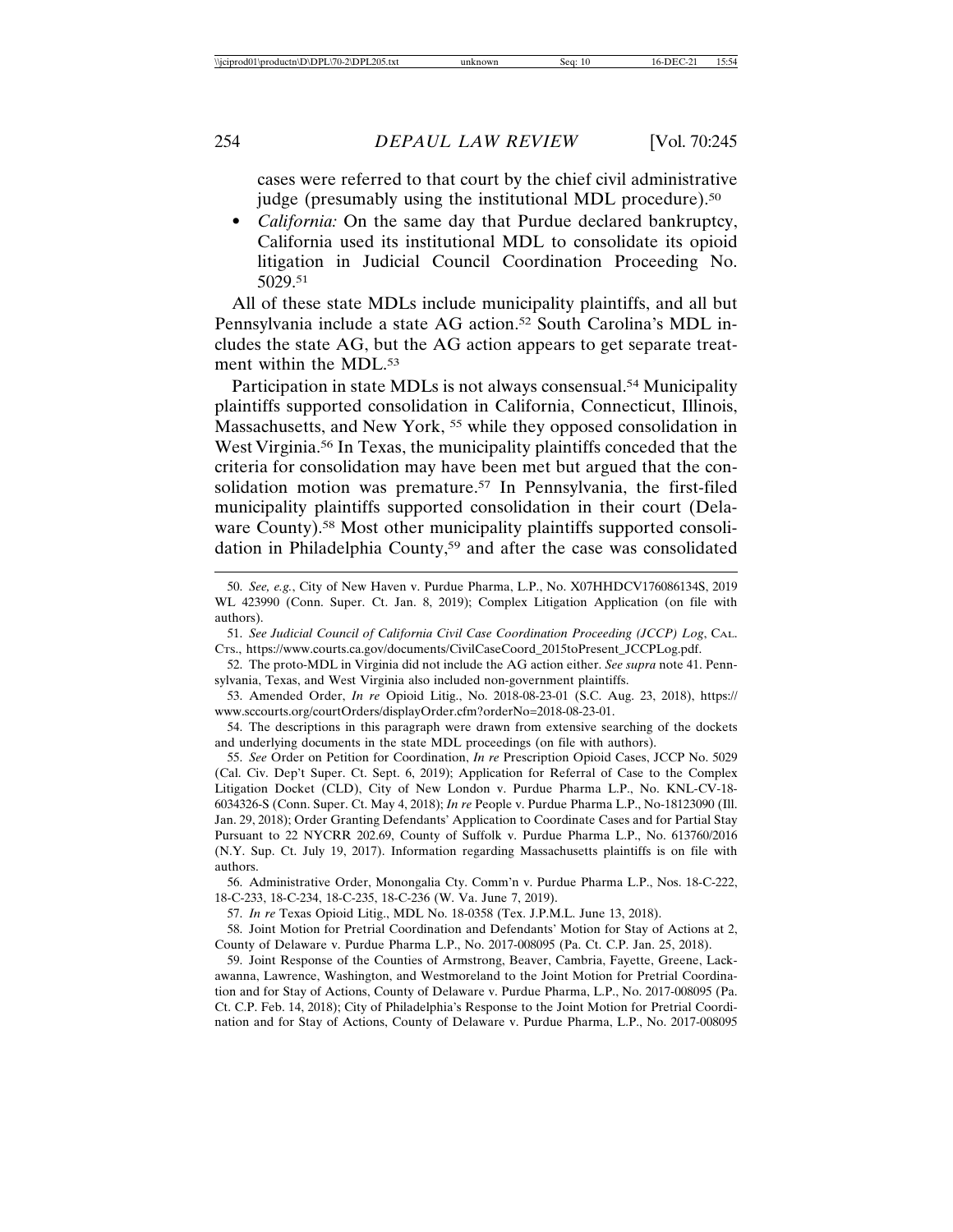cases were referred to that court by the chief civil administrative judge (presumably using the institutional MDL procedure).[50]

- *California:* On the same day that Purdue declared bankruptcy, California used its institutional MDL to consolidate its opioid litigation in Judicial Council Coordination Proceeding No. 5029.[51]

All of these state MDLs include municipality plaintiffs, and all but Pennsylvania include a state AG action.[52] South Carolina's MDL includes the state AG, but the AG action appears to get separate treatment within the MDL.[53]

Participation in state MDLs is not always consensual.[54] Municipality plaintiffs supported consolidation in California, Connecticut, Illinois, Massachusetts, and New York, [55] while they opposed consolidation in West Virginia.[56] In Texas, the municipality plaintiffs conceded that the criteria for consolidation may have been met but argued that the consolidation motion was premature.[57] In Pennsylvania, the first-filed municipality plaintiffs supported consolidation in their court (Delaware County).[58] Most other municipality plaintiffs supported consolidation in Philadelphia County,[59] and after the case was consolidated

---

50. *See, e.g.*, City of New Haven v. Purdue Pharma, L.P., No. X07HHDCV176086134S, 2019 WL 423990 (Conn. Super. Ct. Jan. 8, 2019); Complex Litigation Application (on file with authors).

51. *See Judicial Council of California Civil Case Coordination Proceeding (JCCP) Log*, CAL. CTS., https://www.courts.ca.gov/documents/CivilCaseCoord_2015toPresent_JCCPLog.pdf.

52. The proto-MDL in Virginia did not include the AG action either. *See supra* note 41. Pennsylvania, Texas, and West Virginia also included non-government plaintiffs.

53. Amended Order, *In re* Opioid Litig., No. 2018-08-23-01 (S.C. Aug. 23, 2018), https://www.sccourts.org/courtOrders/displayOrder.cfm?orderNo=2018-08-23-01.

54. The descriptions in this paragraph were drawn from extensive searching of the dockets and underlying documents in the state MDL proceedings (on file with authors).

55. *See* Order on Petition for Coordination, *In re* Prescription Opioid Cases, JCCP No. 5029 (Cal. Civ. Dep't Super. Ct. Sept. 6, 2019); Application for Referral of Case to the Complex Litigation Docket (CLD), City of New London v. Purdue Pharma L.P., No. KNL-CV-18-6034326-S (Conn. Super. Ct. May 4, 2018); *In re* People v. Purdue Pharma L.P., No-18123090 (Ill. Jan. 29, 2018); Order Granting Defendants' Application to Coordinate Cases and for Partial Stay Pursuant to 22 NYCRR 202.69, County of Suffolk v. Purdue Pharma L.P., No. 613760/2016 (N.Y. Sup. Ct. July 19, 2017). Information regarding Massachusetts plaintiffs is on file with authors.

56. Administrative Order, Monongalia Cty. Comm'n v. Purdue Pharma L.P., Nos. 18-C-222, 18-C-233, 18-C-234, 18-C-235, 18-C-236 (W. Va. June 7, 2019).

57. *In re* Texas Opioid Litig., MDL No. 18-0358 (Tex. J.P.M.L. June 13, 2018).

58. Joint Motion for Pretrial Coordination and Defendants' Motion for Stay of Actions at 2, County of Delaware v. Purdue Pharma L.P., No. 2017-008095 (Pa. Ct. C.P. Jan. 25, 2018).

59. Joint Response of the Counties of Armstrong, Beaver, Cambria, Fayette, Greene, Lackawanna, Lawrence, Washington, and Westmoreland to the Joint Motion for Pretrial Coordination and for Stay of Actions, County of Delaware v. Purdue Pharma, L.P., No. 2017-008095 (Pa. Ct. C.P. Feb. 14, 2018); City of Philadelphia's Response to the Joint Motion for Pretrial Coordination and for Stay of Actions, County of Delaware v. Purdue Pharma, L.P., No. 2017-008095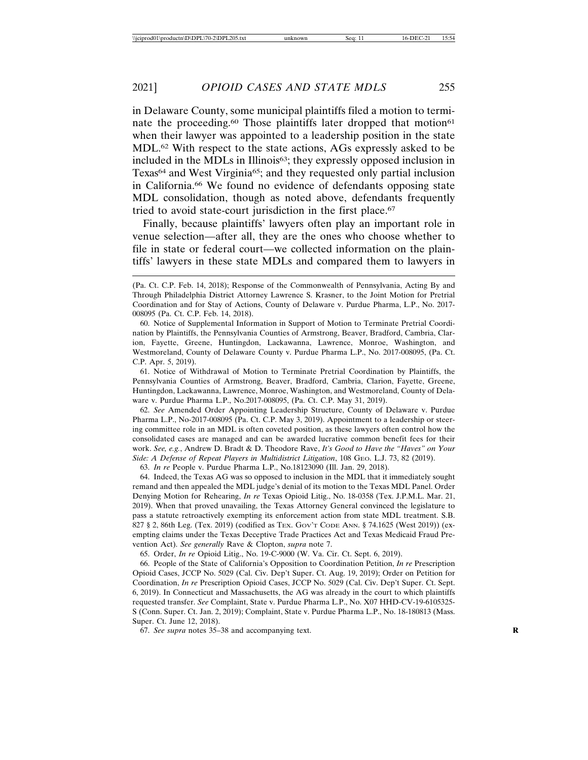in Delaware County, some municipal plaintiffs filed a motion to terminate the proceeding.[60] Those plaintiffs later dropped that motion[61] when their lawyer was appointed to a leadership position in the state MDL.[62] With respect to the state actions, AGs expressly asked to be included in the MDLs in Illinois[63]; they expressly opposed inclusion in Texas[64] and West Virginia[65]; and they requested only partial inclusion in California.[66] We found no evidence of defendants opposing state MDL consolidation, though as noted above, defendants frequently tried to avoid state-court jurisdiction in the first place.[67]

Finally, because plaintiffs' lawyers often play an important role in venue selection—after all, they are the ones who choose whether to file in state or federal court—we collected information on the plaintiffs' lawyers in these state MDLs and compared them to lawyers in

---

(Pa. Ct. C.P. Feb. 14, 2018); Response of the Commonwealth of Pennsylvania, Acting By and Through Philadelphia District Attorney Lawrence S. Krasner, to the Joint Motion for Pretrial Coordination and for Stay of Actions, County of Delaware v. Purdue Pharma, L.P., No. 2017-008095 (Pa. Ct. C.P. Feb. 14, 2018).

60. Notice of Supplemental Information in Support of Motion to Terminate Pretrial Coordination by Plaintiffs, the Pennsylvania Counties of Armstrong, Beaver, Bradford, Cambria, Clarion, Fayette, Greene, Huntingdon, Lackawanna, Lawrence, Monroe, Washington, and Westmoreland, County of Delaware County v. Purdue Pharma L.P., No. 2017-008095, (Pa. Ct. C.P. Apr. 5, 2019).

61. Notice of Withdrawal of Motion to Terminate Pretrial Coordination by Plaintiffs, the Pennsylvania Counties of Armstrong, Beaver, Bradford, Cambria, Clarion, Fayette, Greene, Huntingdon, Lackawanna, Lawrence, Monroe, Washington, and Westmoreland, County of Delaware v. Purdue Pharma L.P., No.2017-008095, (Pa. Ct. C.P. May 31, 2019).

62. *See* Amended Order Appointing Leadership Structure, County of Delaware v. Purdue Pharma L.P., No-2017-008095 (Pa. Ct. C.P. May 3, 2019). Appointment to a leadership or steering committee role in an MDL is often coveted position, as these lawyers often control how the consolidated cases are managed and can be awarded lucrative common benefit fees for their work. *See, e.g.*, Andrew D. Bradt & D. Theodore Rave, *It's Good to Have the "Haves" on Your Side: A Defense of Repeat Players in Multidistrict Litigation*, 108 GEO. L.J. 73, 82 (2019).

63. *In re* People v. Purdue Pharma L.P., No.18123090 (Ill. Jan. 29, 2018).

64. Indeed, the Texas AG was so opposed to inclusion in the MDL that it immediately sought remand and then appealed the MDL judge's denial of its motion to the Texas MDL Panel. Order Denying Motion for Rehearing, *In re* Texas Opioid Litig., No. 18-0358 (Tex. J.P.M.L. Mar. 21, 2019). When that proved unavailing, the Texas Attorney General convinced the legislature to pass a statute retroactively exempting its enforcement action from state MDL treatment. S.B. 827 § 2, 86th Leg. (Tex. 2019) (codified as TEX. GOV'T CODE ANN. § 74.1625 (West 2019)) (exempting claims under the Texas Deceptive Trade Practices Act and Texas Medicaid Fraud Prevention Act). *See generally* Rave & Clopton, *supra* note 7.

65. Order, *In re* Opioid Litig., No. 19-C-9000 (W. Va. Cir. Ct. Sept. 6, 2019).

66. People of the State of California's Opposition to Coordination Petition, *In re* Prescription Opioid Cases, JCCP No. 5029 (Cal. Civ. Dep't Super. Ct. Aug. 19, 2019); Order on Petition for Coordination, *In re* Prescription Opioid Cases, JCCP No. 5029 (Cal. Civ. Dep't Super. Ct. Sept. 6, 2019). In Connecticut and Massachusetts, the AG was already in the court to which plaintiffs requested transfer. *See* Complaint, State v. Purdue Pharma L.P., No. X07 HHD-CV-19-6105325-S (Conn. Super. Ct. Jan. 2, 2019); Complaint, State v. Purdue Pharma L.P., No. 18-180813 (Mass. Super. Ct. June 12, 2018).

67. *See supra* notes 35–38 and accompanying text.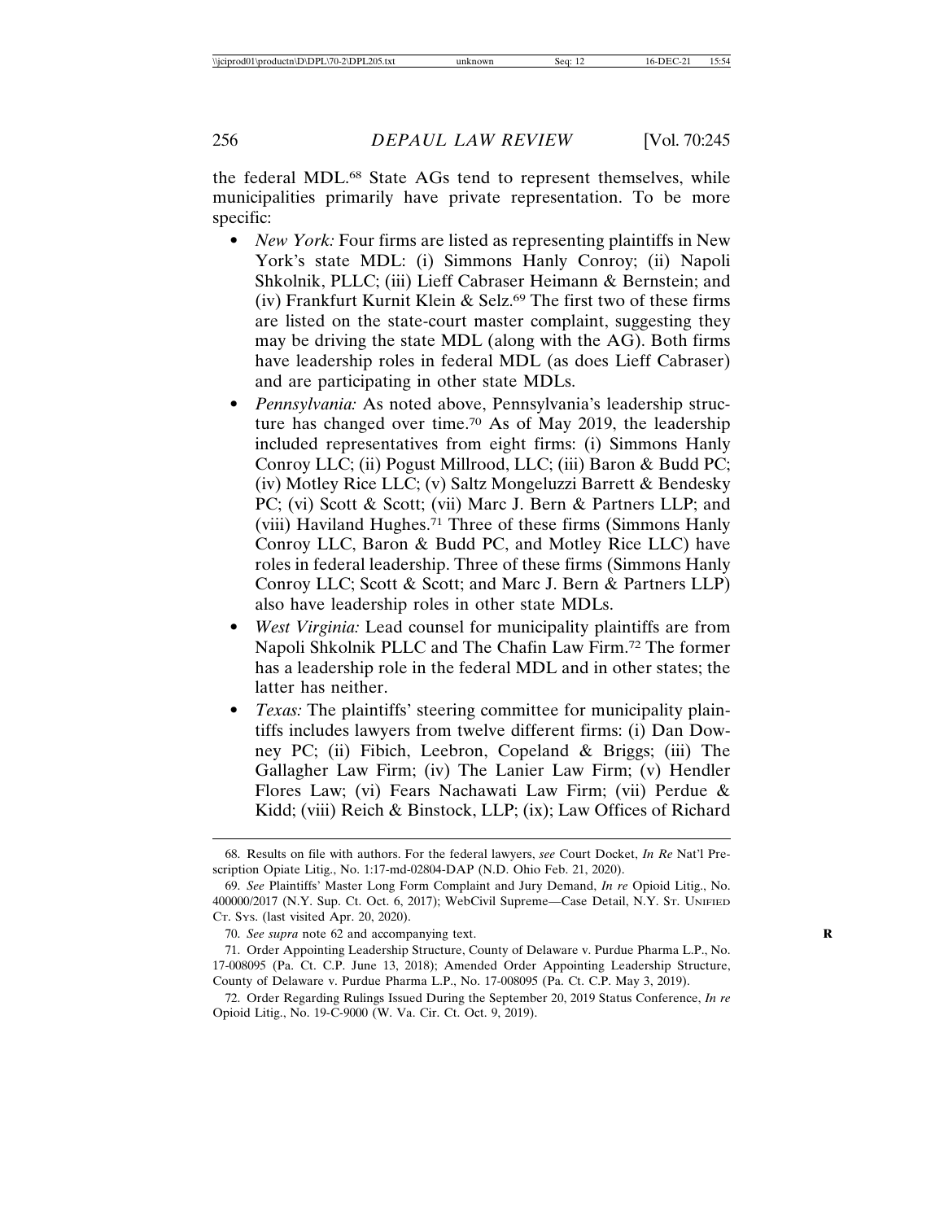the federal MDL.[68] State AGs tend to represent themselves, while municipalities primarily have private representation. To be more specific:

- *New York:* Four firms are listed as representing plaintiffs in New York's state MDL: (i) Simmons Hanly Conroy; (ii) Napoli Shkolnik, PLLC; (iii) Lieff Cabraser Heimann & Bernstein; and (iv) Frankfurt Kurnit Klein & Selz.[69] The first two of these firms are listed on the state-court master complaint, suggesting they may be driving the state MDL (along with the AG). Both firms have leadership roles in federal MDL (as does Lieff Cabraser) and are participating in other state MDLs.
- *Pennsylvania:* As noted above, Pennsylvania's leadership structure has changed over time.[70] As of May 2019, the leadership included representatives from eight firms: (i) Simmons Hanly Conroy LLC; (ii) Pogust Millrood, LLC; (iii) Baron & Budd PC; (iv) Motley Rice LLC; (v) Saltz Mongeluzzi Barrett & Bendesky PC; (vi) Scott & Scott; (vii) Marc J. Bern & Partners LLP; and (viii) Haviland Hughes.[71] Three of these firms (Simmons Hanly Conroy LLC, Baron & Budd PC, and Motley Rice LLC) have roles in federal leadership. Three of these firms (Simmons Hanly Conroy LLC; Scott & Scott; and Marc J. Bern & Partners LLP) also have leadership roles in other state MDLs.
- *West Virginia:* Lead counsel for municipality plaintiffs are from Napoli Shkolnik PLLC and The Chafin Law Firm.[72] The former has a leadership role in the federal MDL and in other states; the latter has neither.
- *Texas:* The plaintiffs' steering committee for municipality plaintiffs includes lawyers from twelve different firms: (i) Dan Downey PC; (ii) Fibich, Leebron, Copeland & Briggs; (iii) The Gallagher Law Firm; (iv) The Lanier Law Firm; (v) Hendler Flores Law; (vi) Fears Nachawati Law Firm; (vii) Perdue & Kidd; (viii) Reich & Binstock, LLP; (ix); Law Offices of Richard

---

68. Results on file with authors. For the federal lawyers, *see* Court Docket, *In Re* Nat'l Prescription Opiate Litig., No. 1:17-md-02804-DAP (N.D. Ohio Feb. 21, 2020).

69. *See* Plaintiffs' Master Long Form Complaint and Jury Demand, *In re* Opioid Litig., No. 400000/2017 (N.Y. Sup. Ct. Oct. 6, 2017); WebCivil Supreme—Case Detail, N.Y. St. Unified Ct. Sys. (last visited Apr. 20, 2020).

70. *See supra* note 62 and accompanying text.

71. Order Appointing Leadership Structure, County of Delaware v. Purdue Pharma L.P., No. 17-008095 (Pa. Ct. C.P. June 13, 2018); Amended Order Appointing Leadership Structure, County of Delaware v. Purdue Pharma L.P., No. 17-008095 (Pa. Ct. C.P. May 3, 2019).

72. Order Regarding Rulings Issued During the September 20, 2019 Status Conference, *In re* Opioid Litig., No. 19-C-9000 (W. Va. Cir. Ct. Oct. 9, 2019).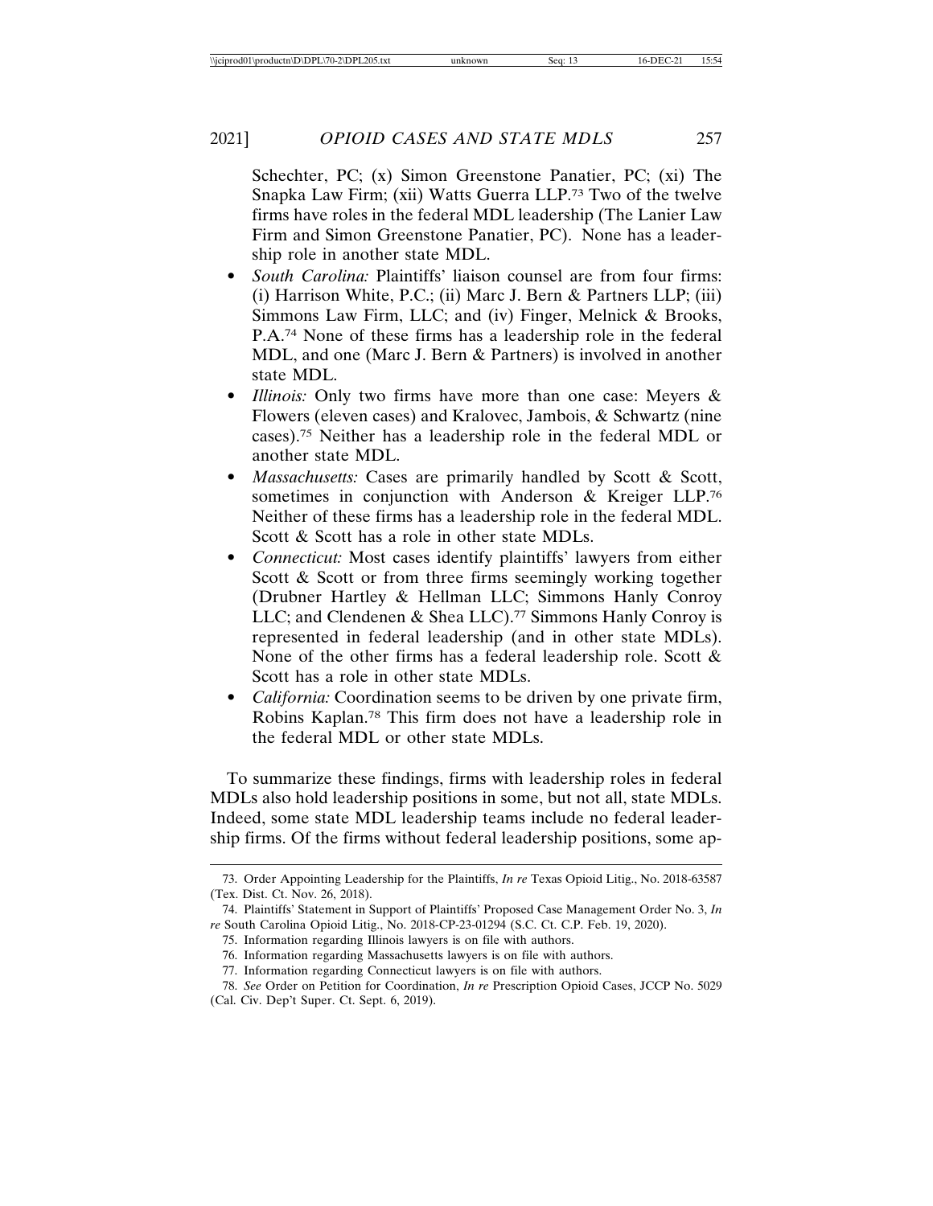Schechter, PC; (x) Simon Greenstone Panatier, PC; (xi) The Snapka Law Firm; (xii) Watts Guerra LLP.[73] Two of the twelve firms have roles in the federal MDL leadership (The Lanier Law Firm and Simon Greenstone Panatier, PC). None has a leadership role in another state MDL.

- *South Carolina:* Plaintiffs' liaison counsel are from four firms: (i) Harrison White, P.C.; (ii) Marc J. Bern & Partners LLP; (iii) Simmons Law Firm, LLC; and (iv) Finger, Melnick & Brooks, P.A.[74] None of these firms has a leadership role in the federal MDL, and one (Marc J. Bern & Partners) is involved in another state MDL.
- *Illinois:* Only two firms have more than one case: Meyers & Flowers (eleven cases) and Kralovec, Jambois, & Schwartz (nine cases).[75] Neither has a leadership role in the federal MDL or another state MDL.
- *Massachusetts:* Cases are primarily handled by Scott & Scott, sometimes in conjunction with Anderson & Kreiger LLP.[76] Neither of these firms has a leadership role in the federal MDL. Scott & Scott has a role in other state MDLs.
- *Connecticut:* Most cases identify plaintiffs' lawyers from either Scott & Scott or from three firms seemingly working together (Drubner Hartley & Hellman LLC; Simmons Hanly Conroy LLC; and Clendenen & Shea LLC).[77] Simmons Hanly Conroy is represented in federal leadership (and in other state MDLs). None of the other firms has a federal leadership role. Scott & Scott has a role in other state MDLs.
- *California:* Coordination seems to be driven by one private firm, Robins Kaplan.[78] This firm does not have a leadership role in the federal MDL or other state MDLs.

To summarize these findings, firms with leadership roles in federal MDLs also hold leadership positions in some, but not all, state MDLs. Indeed, some state MDL leadership teams include no federal leadership firms. Of the firms without federal leadership positions, some ap-

---

73. Order Appointing Leadership for the Plaintiffs, *In re* Texas Opioid Litig., No. 2018-63587 (Tex. Dist. Ct. Nov. 26, 2018).

74. Plaintiffs' Statement in Support of Plaintiffs' Proposed Case Management Order No. 3, *In re* South Carolina Opioid Litig., No. 2018-CP-23-01294 (S.C. Ct. C.P. Feb. 19, 2020).

75. Information regarding Illinois lawyers is on file with authors.

76. Information regarding Massachusetts lawyers is on file with authors.

77. Information regarding Connecticut lawyers is on file with authors.

78. *See* Order on Petition for Coordination, *In re* Prescription Opioid Cases, JCCP No. 5029 (Cal. Civ. Dep't Super. Ct. Sept. 6, 2019).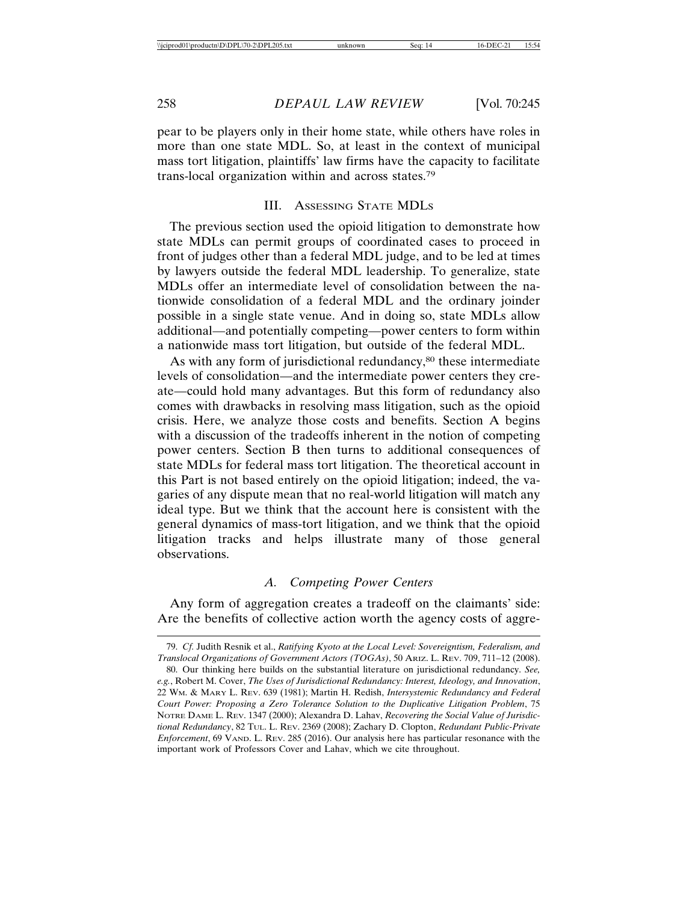pear to be players only in their home state, while others have roles in more than one state MDL. So, at least in the context of municipal mass tort litigation, plaintiffs' law firms have the capacity to facilitate trans-local organization within and across states.[79]

## III. Assessing State MDLs

The previous section used the opioid litigation to demonstrate how state MDLs can permit groups of coordinated cases to proceed in front of judges other than a federal MDL judge, and to be led at times by lawyers outside the federal MDL leadership. To generalize, state MDLs offer an intermediate level of consolidation between the nationwide consolidation of a federal MDL and the ordinary joinder possible in a single state venue. And in doing so, state MDLs allow additional—and potentially competing—power centers to form within a nationwide mass tort litigation, but outside of the federal MDL.

As with any form of jurisdictional redundancy,[80] these intermediate levels of consolidation—and the intermediate power centers they create—could hold many advantages. But this form of redundancy also comes with drawbacks in resolving mass litigation, such as the opioid crisis. Here, we analyze those costs and benefits. Section A begins with a discussion of the tradeoffs inherent in the notion of competing power centers. Section B then turns to additional consequences of state MDLs for federal mass tort litigation. The theoretical account in this Part is not based entirely on the opioid litigation; indeed, the vagaries of any dispute mean that no real-world litigation will match any ideal type. But we think that the account here is consistent with the general dynamics of mass-tort litigation, and we think that the opioid litigation tracks and helps illustrate many of those general observations.

### A. Competing Power Centers

Any form of aggregation creates a tradeoff on the claimants' side: Are the benefits of collective action worth the agency costs of aggre-

---

79. *Cf.* Judith Resnik et al., *Ratifying Kyoto at the Local Level: Sovereigntism, Federalism, and Translocal Organizations of Government Actors (TOGAs)*, 50 Ariz. L. Rev. 709, 711–12 (2008).

80. Our thinking here builds on the substantial literature on jurisdictional redundancy. *See, e.g.*, Robert M. Cover, *The Uses of Jurisdictional Redundancy: Interest, Ideology, and Innovation*, 22 Wm. & Mary L. Rev. 639 (1981); Martin H. Redish, *Intersystemic Redundancy and Federal Court Power: Proposing a Zero Tolerance Solution to the Duplicative Litigation Problem*, 75 Notre Dame L. Rev. 1347 (2000); Alexandra D. Lahav, *Recovering the Social Value of Jurisdictional Redundancy*, 82 Tul. L. Rev. 2369 (2008); Zachary D. Clopton, *Redundant Public-Private Enforcement*, 69 Vand. L. Rev. 285 (2016). Our analysis here has particular resonance with the important work of Professors Cover and Lahav, which we cite throughout.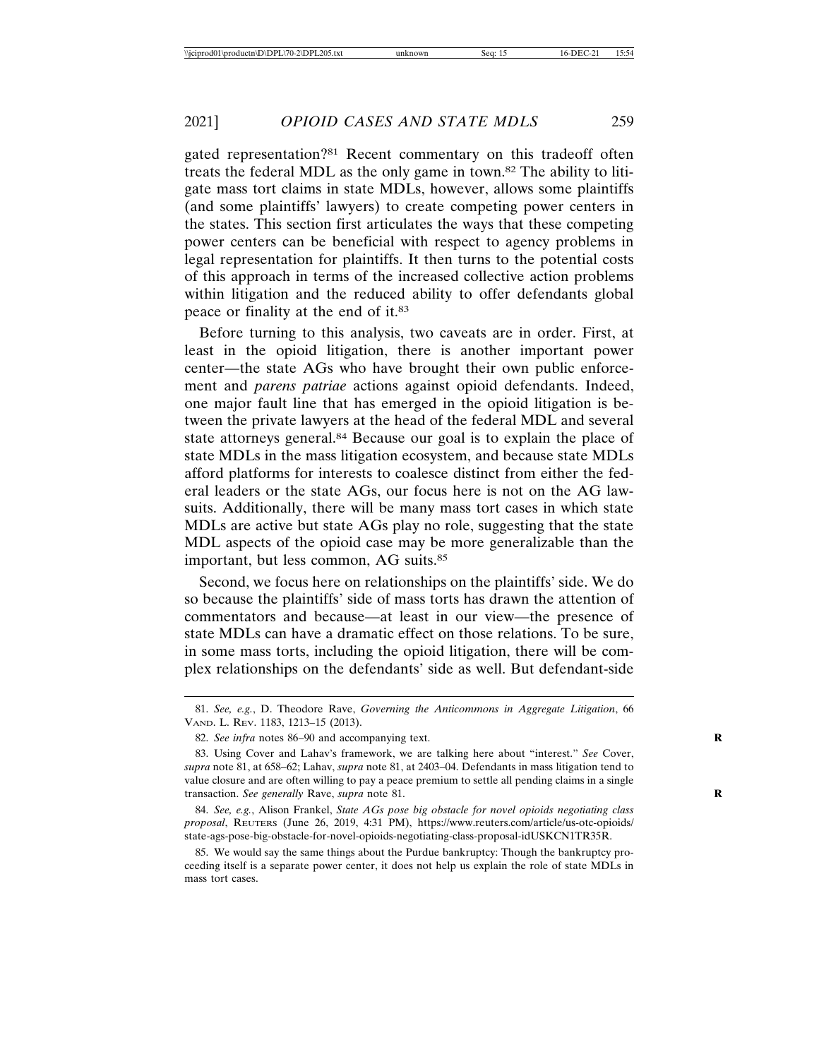gated representation?[81] Recent commentary on this tradeoff often treats the federal MDL as the only game in town.[82] The ability to litigate mass tort claims in state MDLs, however, allows some plaintiffs (and some plaintiffs' lawyers) to create competing power centers in the states. This section first articulates the ways that these competing power centers can be beneficial with respect to agency problems in legal representation for plaintiffs. It then turns to the potential costs of this approach in terms of the increased collective action problems within litigation and the reduced ability to offer defendants global peace or finality at the end of it.[83]

Before turning to this analysis, two caveats are in order. First, at least in the opioid litigation, there is another important power center—the state AGs who have brought their own public enforcement and *parens patriae* actions against opioid defendants. Indeed, one major fault line that has emerged in the opioid litigation is between the private lawyers at the head of the federal MDL and several state attorneys general.[84] Because our goal is to explain the place of state MDLs in the mass litigation ecosystem, and because state MDLs afford platforms for interests to coalesce distinct from either the federal leaders or the state AGs, our focus here is not on the AG lawsuits. Additionally, there will be many mass tort cases in which state MDLs are active but state AGs play no role, suggesting that the state MDL aspects of the opioid case may be more generalizable than the important, but less common, AG suits.[85]

Second, we focus here on relationships on the plaintiffs' side. We do so because the plaintiffs' side of mass torts has drawn the attention of commentators and because—at least in our view—the presence of state MDLs can have a dramatic effect on those relations. To be sure, in some mass torts, including the opioid litigation, there will be complex relationships on the defendants' side as well. But defendant-side

---

81. *See, e.g.*, D. Theodore Rave, *Governing the Anticommons in Aggregate Litigation*, 66 VAND. L. REV. 1183, 1213–15 (2013).

82. *See infra* notes 86–90 and accompanying text.

83. Using Cover and Lahav's framework, we are talking here about "interest." *See* Cover, *supra* note 81, at 658–62; Lahav, *supra* note 81, at 2403–04. Defendants in mass litigation tend to value closure and are often willing to pay a peace premium to settle all pending claims in a single transaction. *See generally* Rave, *supra* note 81.

84. *See, e.g.*, Alison Frankel, *State AGs pose big obstacle for novel opioids negotiating class proposal*, REUTERS (June 26, 2019, 4:31 PM), https://www.reuters.com/article/us-otc-opioids/state-ags-pose-big-obstacle-for-novel-opioids-negotiating-class-proposal-idUSKCN1TR35R.

85. We would say the same things about the Purdue bankruptcy: Though the bankruptcy proceeding itself is a separate power center, it does not help us explain the role of state MDLs in mass tort cases.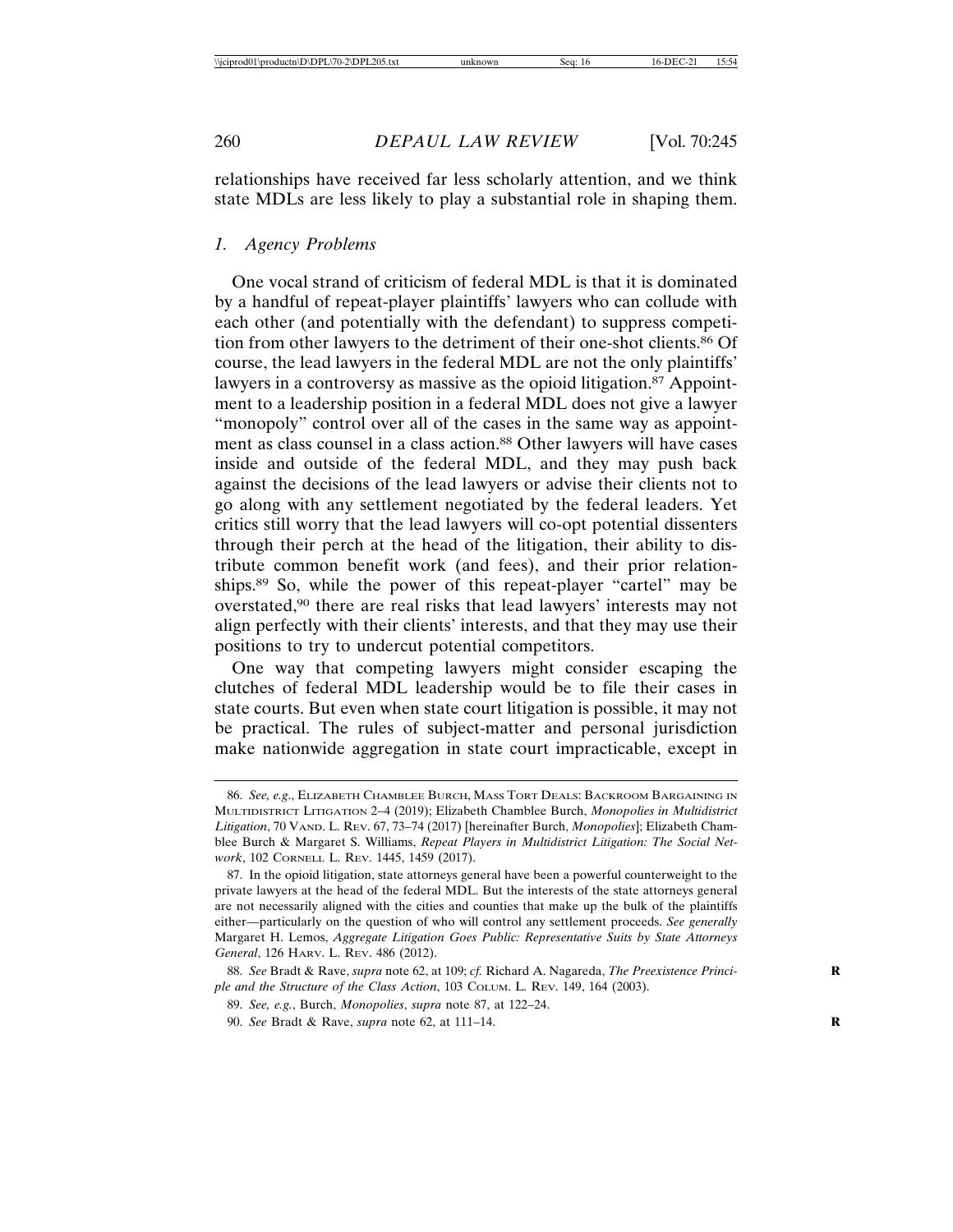relationships have received far less scholarly attention, and we think state MDLs are less likely to play a substantial role in shaping them.

### 1. *Agency Problems*

One vocal strand of criticism of federal MDL is that it is dominated by a handful of repeat-player plaintiffs' lawyers who can collude with each other (and potentially with the defendant) to suppress competition from other lawyers to the detriment of their one-shot clients.[86] Of course, the lead lawyers in the federal MDL are not the only plaintiffs' lawyers in a controversy as massive as the opioid litigation.[87] Appointment to a leadership position in a federal MDL does not give a lawyer "monopoly" control over all of the cases in the same way as appointment as class counsel in a class action.[88] Other lawyers will have cases inside and outside of the federal MDL, and they may push back against the decisions of the lead lawyers or advise their clients not to go along with any settlement negotiated by the federal leaders. Yet critics still worry that the lead lawyers will co-opt potential dissenters through their perch at the head of the litigation, their ability to distribute common benefit work (and fees), and their prior relationships.[89] So, while the power of this repeat-player "cartel" may be overstated,[90] there are real risks that lead lawyers' interests may not align perfectly with their clients' interests, and that they may use their positions to try to undercut potential competitors.

One way that competing lawyers might consider escaping the clutches of federal MDL leadership would be to file their cases in state courts. But even when state court litigation is possible, it may not be practical. The rules of subject-matter and personal jurisdiction make nationwide aggregation in state court impracticable, except in

---

86. *See, e.g.*, ELIZABETH CHAMBLEE BURCH, MASS TORT DEALS: BACKROOM BARGAINING IN MULTIDISTRICT LITIGATION 2–4 (2019); Elizabeth Chamblee Burch, *Monopolies in Multidistrict Litigation*, 70 VAND. L. REV. 67, 73–74 (2017) [hereinafter Burch, *Monopolies*]; Elizabeth Chamblee Burch & Margaret S. Williams, *Repeat Players in Multidistrict Litigation: The Social Network*, 102 CORNELL L. REV. 1445, 1459 (2017).

87. In the opioid litigation, state attorneys general have been a powerful counterweight to the private lawyers at the head of the federal MDL. But the interests of the state attorneys general are not necessarily aligned with the cities and counties that make up the bulk of the plaintiffs either—particularly on the question of who will control any settlement proceeds. *See generally* Margaret H. Lemos, *Aggregate Litigation Goes Public: Representative Suits by State Attorneys General*, 126 HARV. L. REV. 486 (2012).

88. *See* Bradt & Rave, *supra* note 62, at 109; *cf.* Richard A. Nagareda, *The Preexistence Principle and the Structure of the Class Action*, 103 COLUM. L. REV. 149, 164 (2003).

89. *See, e.g.*, Burch, *Monopolies*, *supra* note 87, at 122–24.

90. *See* Bradt & Rave, *supra* note 62, at 111–14.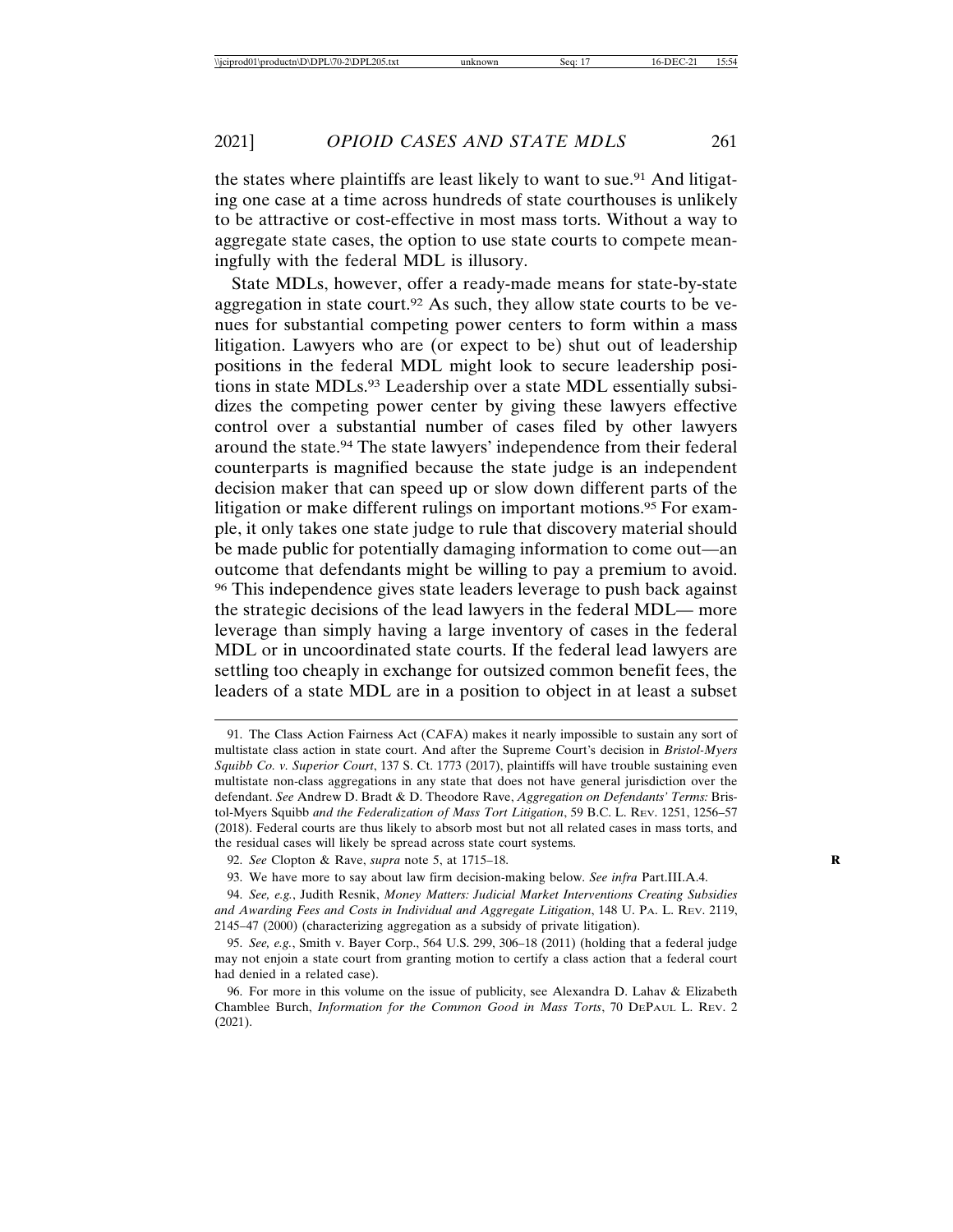the states where plaintiffs are least likely to want to sue.[91] And litigating one case at a time across hundreds of state courthouses is unlikely to be attractive or cost-effective in most mass torts. Without a way to aggregate state cases, the option to use state courts to compete meaningfully with the federal MDL is illusory.

State MDLs, however, offer a ready-made means for state-by-state aggregation in state court.[92] As such, they allow state courts to be venues for substantial competing power centers to form within a mass litigation. Lawyers who are (or expect to be) shut out of leadership positions in the federal MDL might look to secure leadership positions in state MDLs.[93] Leadership over a state MDL essentially subsidizes the competing power center by giving these lawyers effective control over a substantial number of cases filed by other lawyers around the state.[94] The state lawyers' independence from their federal counterparts is magnified because the state judge is an independent decision maker that can speed up or slow down different parts of the litigation or make different rulings on important motions.[95] For example, it only takes one state judge to rule that discovery material should be made public for potentially damaging information to come out—an outcome that defendants might be willing to pay a premium to avoid.[96] This independence gives state leaders leverage to push back against the strategic decisions of the lead lawyers in the federal MDL— more leverage than simply having a large inventory of cases in the federal MDL or in uncoordinated state courts. If the federal lead lawyers are settling too cheaply in exchange for outsized common benefit fees, the leaders of a state MDL are in a position to object in at least a subset

---

91. The Class Action Fairness Act (CAFA) makes it nearly impossible to sustain any sort of multistate class action in state court. And after the Supreme Court's decision in *Bristol-Myers Squibb Co. v. Superior Court*, 137 S. Ct. 1773 (2017), plaintiffs will have trouble sustaining even multistate non-class aggregations in any state that does not have general jurisdiction over the defendant. *See* Andrew D. Bradt & D. Theodore Rave, *Aggregation on Defendants' Terms:* Bristol-Myers Squibb *and the Federalization of Mass Tort Litigation*, 59 B.C. L. REV. 1251, 1256–57 (2018). Federal courts are thus likely to absorb most but not all related cases in mass torts, and the residual cases will likely be spread across state court systems.

92. *See* Clopton & Rave, *supra* note 5, at 1715–18.

93. We have more to say about law firm decision-making below. *See infra* Part.III.A.4.

94. *See, e.g.*, Judith Resnik, *Money Matters: Judicial Market Interventions Creating Subsidies and Awarding Fees and Costs in Individual and Aggregate Litigation*, 148 U. PA. L. REV. 2119, 2145–47 (2000) (characterizing aggregation as a subsidy of private litigation).

95. *See, e.g.*, Smith v. Bayer Corp., 564 U.S. 299, 306–18 (2011) (holding that a federal judge may not enjoin a state court from granting motion to certify a class action that a federal court had denied in a related case).

96. For more in this volume on the issue of publicity, see Alexandra D. Lahav & Elizabeth Chamblee Burch, *Information for the Common Good in Mass Torts*, 70 DEPAUL L. REV. 2 (2021).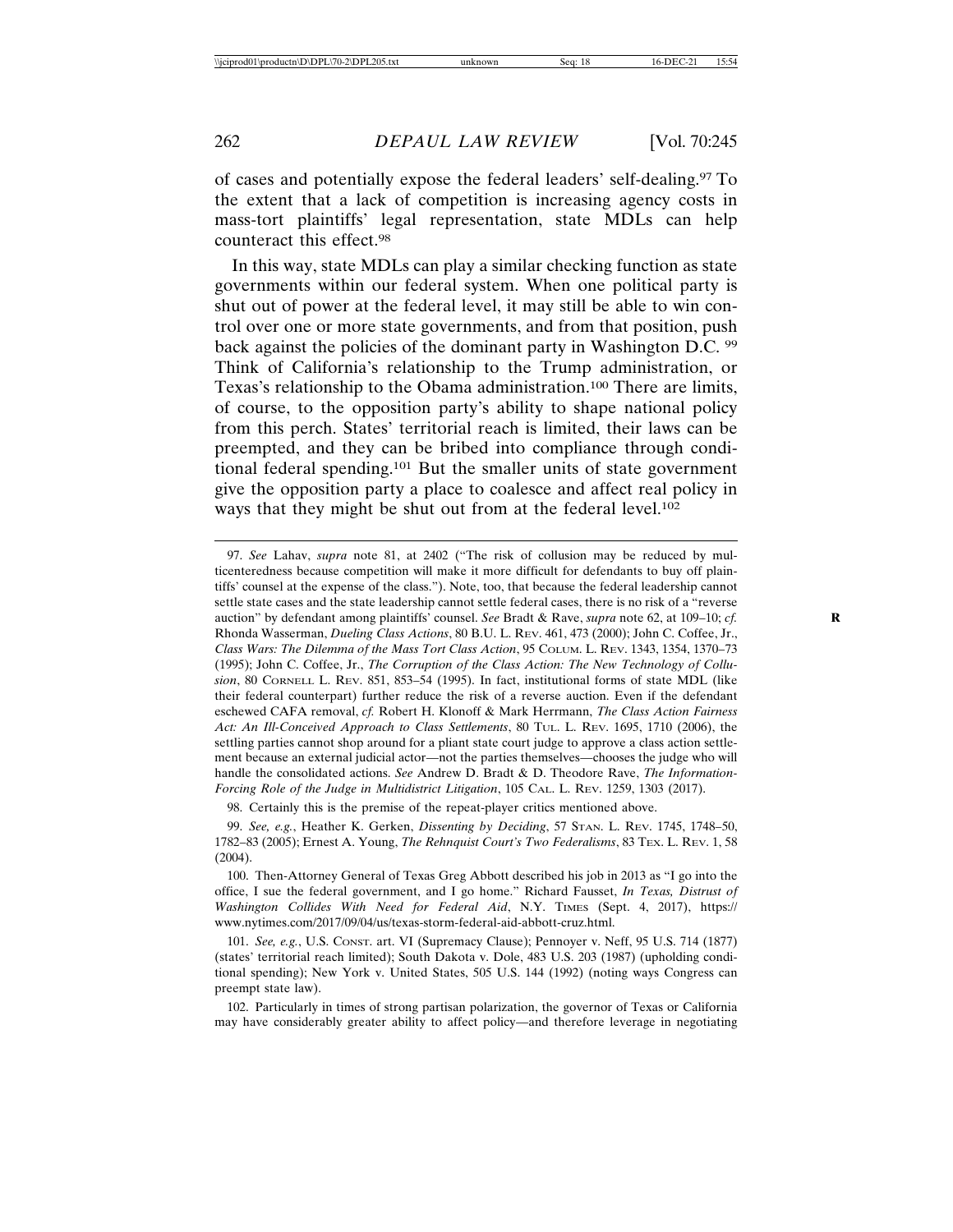of cases and potentially expose the federal leaders' self-dealing.[97] To the extent that a lack of competition is increasing agency costs in mass-tort plaintiffs' legal representation, state MDLs can help counteract this effect.[98]

In this way, state MDLs can play a similar checking function as state governments within our federal system. When one political party is shut out of power at the federal level, it may still be able to win control over one or more state governments, and from that position, push back against the policies of the dominant party in Washington D.C.[99] Think of California's relationship to the Trump administration, or Texas's relationship to the Obama administration.[100] There are limits, of course, to the opposition party's ability to shape national policy from this perch. States' territorial reach is limited, their laws can be preempted, and they can be bribed into compliance through conditional federal spending.[101] But the smaller units of state government give the opposition party a place to coalesce and affect real policy in ways that they might be shut out from at the federal level.[102]

---

97. *See* Lahav, *supra* note 81, at 2402 ("The risk of collusion may be reduced by multicenteredness because competition will make it more difficult for defendants to buy off plaintiffs' counsel at the expense of the class."). Note, too, that because the federal leadership cannot settle state cases and the state leadership cannot settle federal cases, there is no risk of a "reverse auction" by defendant among plaintiffs' counsel. *See* Bradt & Rave, *supra* note 62, at 109–10; *cf.* Rhonda Wasserman, *Dueling Class Actions*, 80 B.U. L. REV. 461, 473 (2000); John C. Coffee, Jr., *Class Wars: The Dilemma of the Mass Tort Class Action*, 95 COLUM. L. REV. 1343, 1354, 1370–73 (1995); John C. Coffee, Jr., *The Corruption of the Class Action: The New Technology of Collusion*, 80 CORNELL L. REV. 851, 853–54 (1995). In fact, institutional forms of state MDL (like their federal counterpart) further reduce the risk of a reverse auction. Even if the defendant eschewed CAFA removal, *cf.* Robert H. Klonoff & Mark Herrmann, *The Class Action Fairness Act: An Ill-Conceived Approach to Class Settlements*, 80 TUL. L. REV. 1695, 1710 (2006), the settling parties cannot shop around for a pliant state court judge to approve a class action settlement because an external judicial actor—not the parties themselves—chooses the judge who will handle the consolidated actions. *See* Andrew D. Bradt & D. Theodore Rave, *The Information-Forcing Role of the Judge in Multidistrict Litigation*, 105 CAL. L. REV. 1259, 1303 (2017).

98. Certainly this is the premise of the repeat-player critics mentioned above.

99. *See, e.g.*, Heather K. Gerken, *Dissenting by Deciding*, 57 STAN. L. REV. 1745, 1748–50, 1782–83 (2005); Ernest A. Young, *The Rehnquist Court's Two Federalisms*, 83 TEX. L. REV. 1, 58 (2004).

100. Then-Attorney General of Texas Greg Abbott described his job in 2013 as "I go into the office, I sue the federal government, and I go home." Richard Fausset, *In Texas, Distrust of Washington Collides With Need for Federal Aid*, N.Y. TIMES (Sept. 4, 2017), https://www.nytimes.com/2017/09/04/us/texas-storm-federal-aid-abbott-cruz.html.

101. *See, e.g.*, U.S. CONST. art. VI (Supremacy Clause); Pennoyer v. Neff, 95 U.S. 714 (1877) (states' territorial reach limited); South Dakota v. Dole, 483 U.S. 203 (1987) (upholding conditional spending); New York v. United States, 505 U.S. 144 (1992) (noting ways Congress can preempt state law).

102. Particularly in times of strong partisan polarization, the governor of Texas or California may have considerably greater ability to affect policy—and therefore leverage in negotiating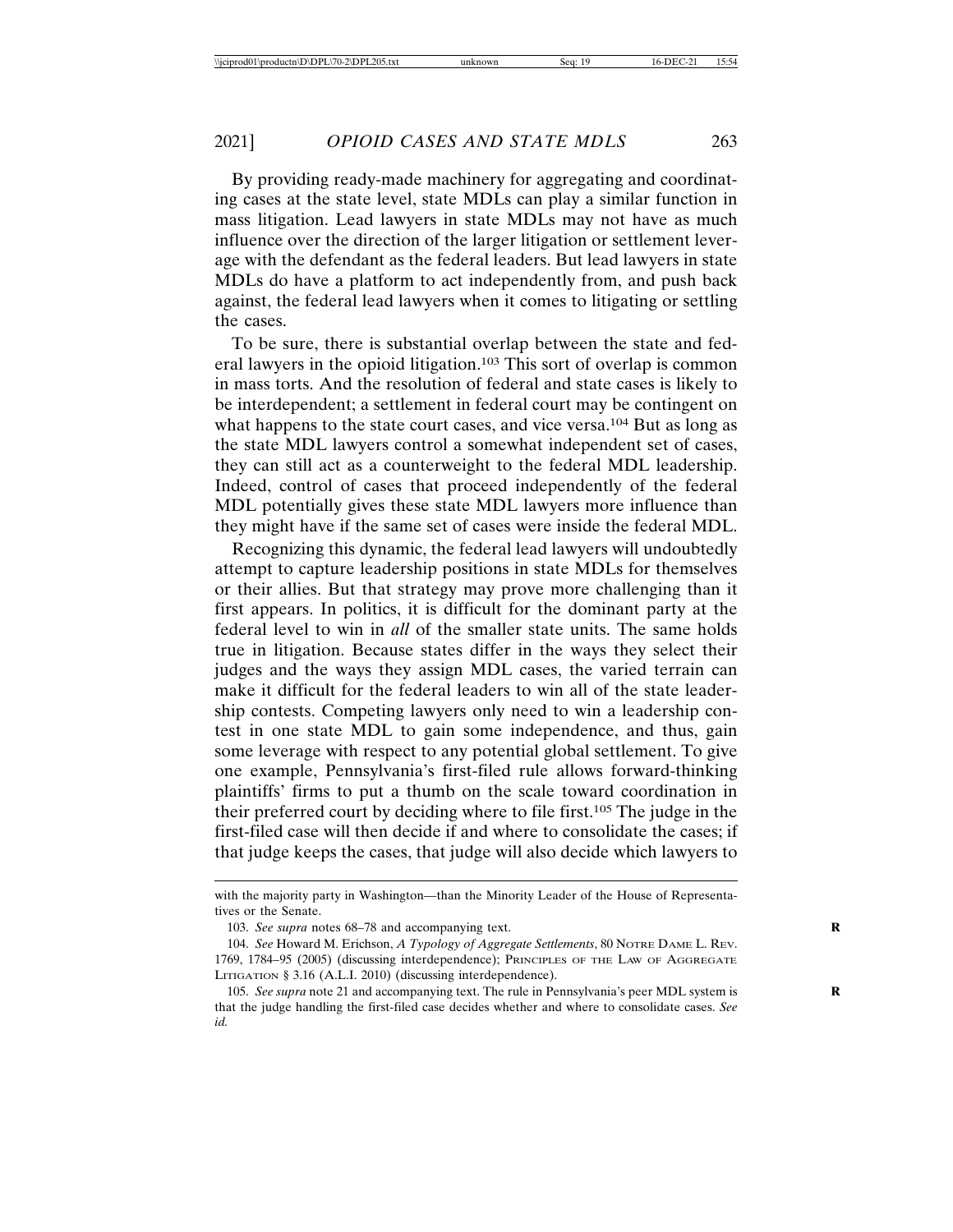By providing ready-made machinery for aggregating and coordinating cases at the state level, state MDLs can play a similar function in mass litigation. Lead lawyers in state MDLs may not have as much influence over the direction of the larger litigation or settlement leverage with the defendant as the federal leaders. But lead lawyers in state MDLs do have a platform to act independently from, and push back against, the federal lead lawyers when it comes to litigating or settling the cases.

To be sure, there is substantial overlap between the state and federal lawyers in the opioid litigation.[103] This sort of overlap is common in mass torts. And the resolution of federal and state cases is likely to be interdependent; a settlement in federal court may be contingent on what happens to the state court cases, and vice versa.[104] But as long as the state MDL lawyers control a somewhat independent set of cases, they can still act as a counterweight to the federal MDL leadership. Indeed, control of cases that proceed independently of the federal MDL potentially gives these state MDL lawyers more influence than they might have if the same set of cases were inside the federal MDL.

Recognizing this dynamic, the federal lead lawyers will undoubtedly attempt to capture leadership positions in state MDLs for themselves or their allies. But that strategy may prove more challenging than it first appears. In politics, it is difficult for the dominant party at the federal level to win in *all* of the smaller state units. The same holds true in litigation. Because states differ in the ways they select their judges and the ways they assign MDL cases, the varied terrain can make it difficult for the federal leaders to win all of the state leadership contests. Competing lawyers only need to win a leadership contest in one state MDL to gain some independence, and thus, gain some leverage with respect to any potential global settlement. To give one example, Pennsylvania's first-filed rule allows forward-thinking plaintiffs' firms to put a thumb on the scale toward coordination in their preferred court by deciding where to file first.[105] The judge in the first-filed case will then decide if and where to consolidate the cases; if that judge keeps the cases, that judge will also decide which lawyers to

---

with the majority party in Washington—than the Minority Leader of the House of Representatives or the Senate.

103. *See supra* notes 68–78 and accompanying text.

104. *See* Howard M. Erichson, *A Typology of Aggregate Settlements*, 80 NOTRE DAME L. REV. 1769, 1784–95 (2005) (discussing interdependence); PRINCIPLES OF THE LAW OF AGGREGATE LITIGATION § 3.16 (A.L.I. 2010) (discussing interdependence).

105. *See supra* note 21 and accompanying text. The rule in Pennsylvania's peer MDL system is that the judge handling the first-filed case decides whether and where to consolidate cases. *See id.*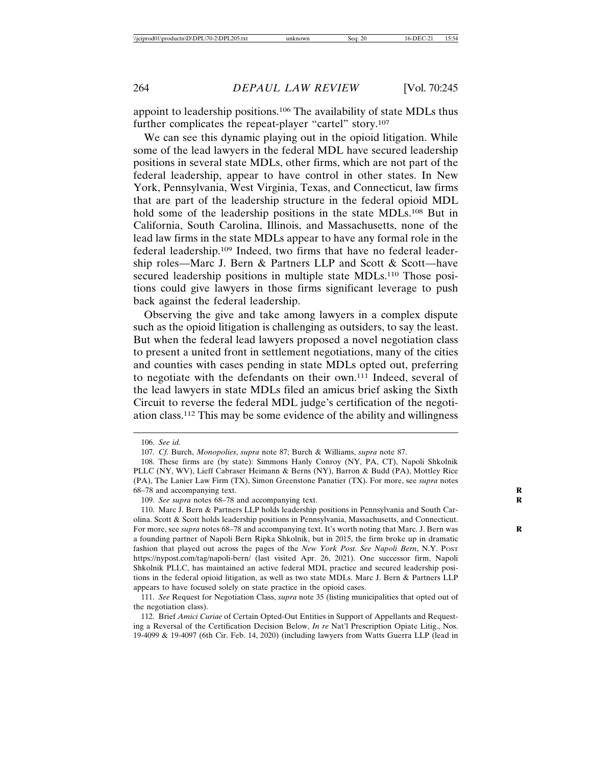appoint to leadership positions.[106] The availability of state MDLs thus further complicates the repeat-player "cartel" story.[107]

We can see this dynamic playing out in the opioid litigation. While some of the lead lawyers in the federal MDL have secured leadership positions in several state MDLs, other firms, which are not part of the federal leadership, appear to have control in other states. In New York, Pennsylvania, West Virginia, Texas, and Connecticut, law firms that are part of the leadership structure in the federal opioid MDL hold some of the leadership positions in the state MDLs.[108] But in California, South Carolina, Illinois, and Massachusetts, none of the lead law firms in the state MDLs appear to have any formal role in the federal leadership.[109] Indeed, two firms that have no federal leadership roles—Marc J. Bern & Partners LLP and Scott & Scott—have secured leadership positions in multiple state MDLs.[110] Those positions could give lawyers in those firms significant leverage to push back against the federal leadership.

Observing the give and take among lawyers in a complex dispute such as the opioid litigation is challenging as outsiders, to say the least. But when the federal lead lawyers proposed a novel negotiation class to present a united front in settlement negotiations, many of the cities and counties with cases pending in state MDLs opted out, preferring to negotiate with the defendants on their own.[111] Indeed, several of the lead lawyers in state MDLs filed an amicus brief asking the Sixth Circuit to reverse the federal MDL judge's certification of the negotiation class.[112] This may be some evidence of the ability and willingness

---

106. *See id.*

107. *Cf.* Burch, *Monopolies*, *supra* note 87; Burch & Williams, *supra* note 87.

108. These firms are (by state): Simmons Hanly Conroy (NY, PA, CT), Napoli Shkolnik PLLC (NY, WV), Lieff Cabraser Heimann & Berns (NY), Barron & Budd (PA), Mottley Rice (PA), The Lanier Law Firm (TX), Simon Greenstone Panatier (TX). For more, see *supra* notes 68–78 and accompanying text.

109. *See supra* notes 68–78 and accompanying text.

110. Marc J. Bern & Partners LLP holds leadership positions in Pennsylvania and South Carolina. Scott & Scott holds leadership positions in Pennsylvania, Massachusetts, and Connecticut. For more, see *supra* notes 68–78 and accompanying text. It's worth noting that Marc. J. Bern was a founding partner of Napoli Bern Ripka Shkolnik, but in 2015, the firm broke up in dramatic fashion that played out across the pages of the *New York Post*. *See Napoli Bern*, N.Y. POST https://nypost.com/tag/napoli-bern/ (last visited Apr. 26, 2021). One successor firm, Napoli Shkolnik PLLC, has maintained an active federal MDL practice and secured leadership positions in the federal opioid litigation, as well as two state MDLs. Marc J. Bern & Partners LLP appears to have focused solely on state practice in the opioid cases.

111. *See* Request for Negotiation Class, *supra* note 35 (listing municipalities that opted out of the negotiation class).

112. Brief *Amici Curiae* of Certain Opted-Out Entities in Support of Appellants and Requesting a Reversal of the Certification Decision Below, *In re* Nat'l Prescription Opiate Litig., Nos. 19-4099 & 19-4097 (6th Cir. Feb. 14, 2020) (including lawyers from Watts Guerra LLP (lead in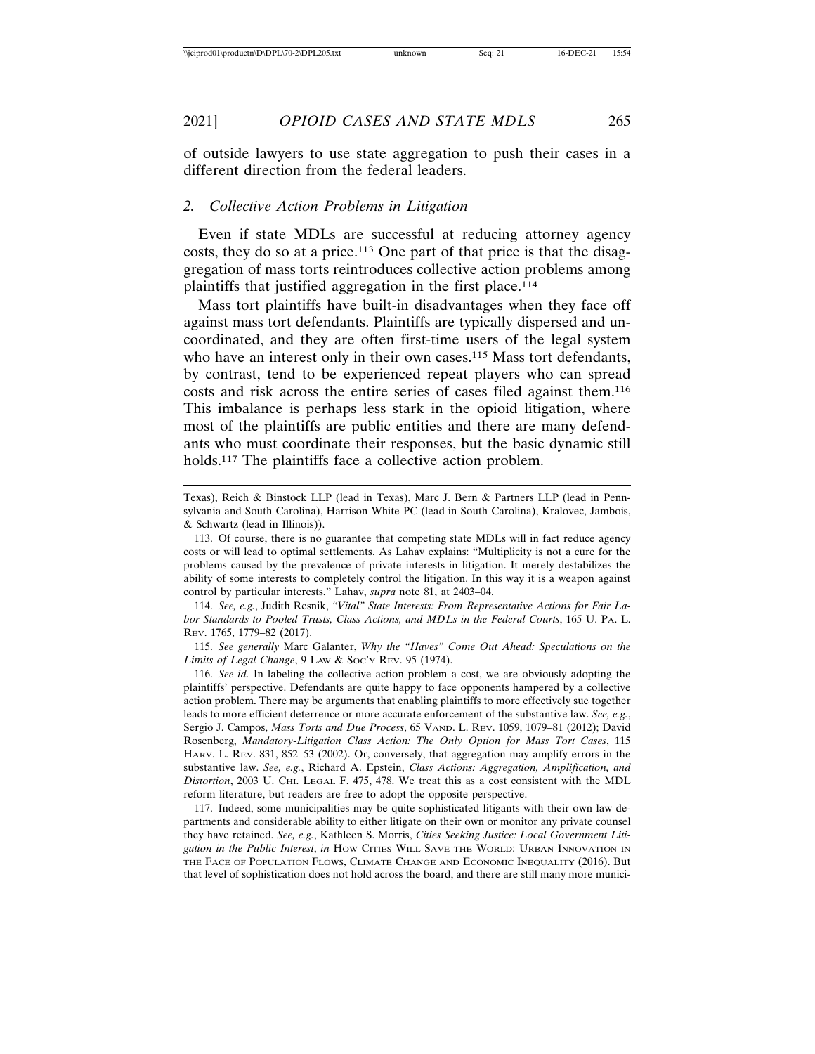of outside lawyers to use state aggregation to push their cases in a different direction from the federal leaders.

### *2. Collective Action Problems in Litigation*

Even if state MDLs are successful at reducing attorney agency costs, they do so at a price.[113] One part of that price is that the disaggregation of mass torts reintroduces collective action problems among plaintiffs that justified aggregation in the first place.[114]

Mass tort plaintiffs have built-in disadvantages when they face off against mass tort defendants. Plaintiffs are typically dispersed and uncoordinated, and they are often first-time users of the legal system who have an interest only in their own cases.[115] Mass tort defendants, by contrast, tend to be experienced repeat players who can spread costs and risk across the entire series of cases filed against them.[116] This imbalance is perhaps less stark in the opioid litigation, where most of the plaintiffs are public entities and there are many defendants who must coordinate their responses, but the basic dynamic still holds.[117] The plaintiffs face a collective action problem.

---

Texas), Reich & Binstock LLP (lead in Texas), Marc J. Bern & Partners LLP (lead in Pennsylvania and South Carolina), Harrison White PC (lead in South Carolina), Kralovec, Jambois, & Schwartz (lead in Illinois)).

113. Of course, there is no guarantee that competing state MDLs will in fact reduce agency costs or will lead to optimal settlements. As Lahav explains: "Multiplicity is not a cure for the problems caused by the prevalence of private interests in litigation. It merely destabilizes the ability of some interests to completely control the litigation. In this way it is a weapon against control by particular interests." Lahav, *supra* note 81, at 2403–04.

114. *See, e.g.*, Judith Resnik, *"Vital" State Interests: From Representative Actions for Fair Labor Standards to Pooled Trusts, Class Actions, and MDLs in the Federal Courts*, 165 U. PA. L. REV. 1765, 1779–82 (2017).

115. *See generally* Marc Galanter, *Why the "Haves" Come Out Ahead: Speculations on the Limits of Legal Change*, 9 LAW & SOC'Y REV. 95 (1974).

116. *See id.* In labeling the collective action problem a cost, we are obviously adopting the plaintiffs' perspective. Defendants are quite happy to face opponents hampered by a collective action problem. There may be arguments that enabling plaintiffs to more effectively sue together leads to more efficient deterrence or more accurate enforcement of the substantive law. *See, e.g.*, Sergio J. Campos, *Mass Torts and Due Process*, 65 VAND. L. REV. 1059, 1079–81 (2012); David Rosenberg, *Mandatory-Litigation Class Action: The Only Option for Mass Tort Cases*, 115 HARV. L. REV. 831, 852–53 (2002). Or, conversely, that aggregation may amplify errors in the substantive law. *See, e.g.*, Richard A. Epstein, *Class Actions: Aggregation, Amplification, and Distortion*, 2003 U. CHI. LEGAL F. 475, 478. We treat this as a cost consistent with the MDL reform literature, but readers are free to adopt the opposite perspective.

117. Indeed, some municipalities may be quite sophisticated litigants with their own law departments and considerable ability to either litigate on their own or monitor any private counsel they have retained. *See, e.g.*, Kathleen S. Morris, *Cities Seeking Justice: Local Government Litigation in the Public Interest*, *in* HOW CITIES WILL SAVE THE WORLD: URBAN INNOVATION IN THE FACE OF POPULATION FLOWS, CLIMATE CHANGE AND ECONOMIC INEQUALITY (2016). But that level of sophistication does not hold across the board, and there are still many more munici-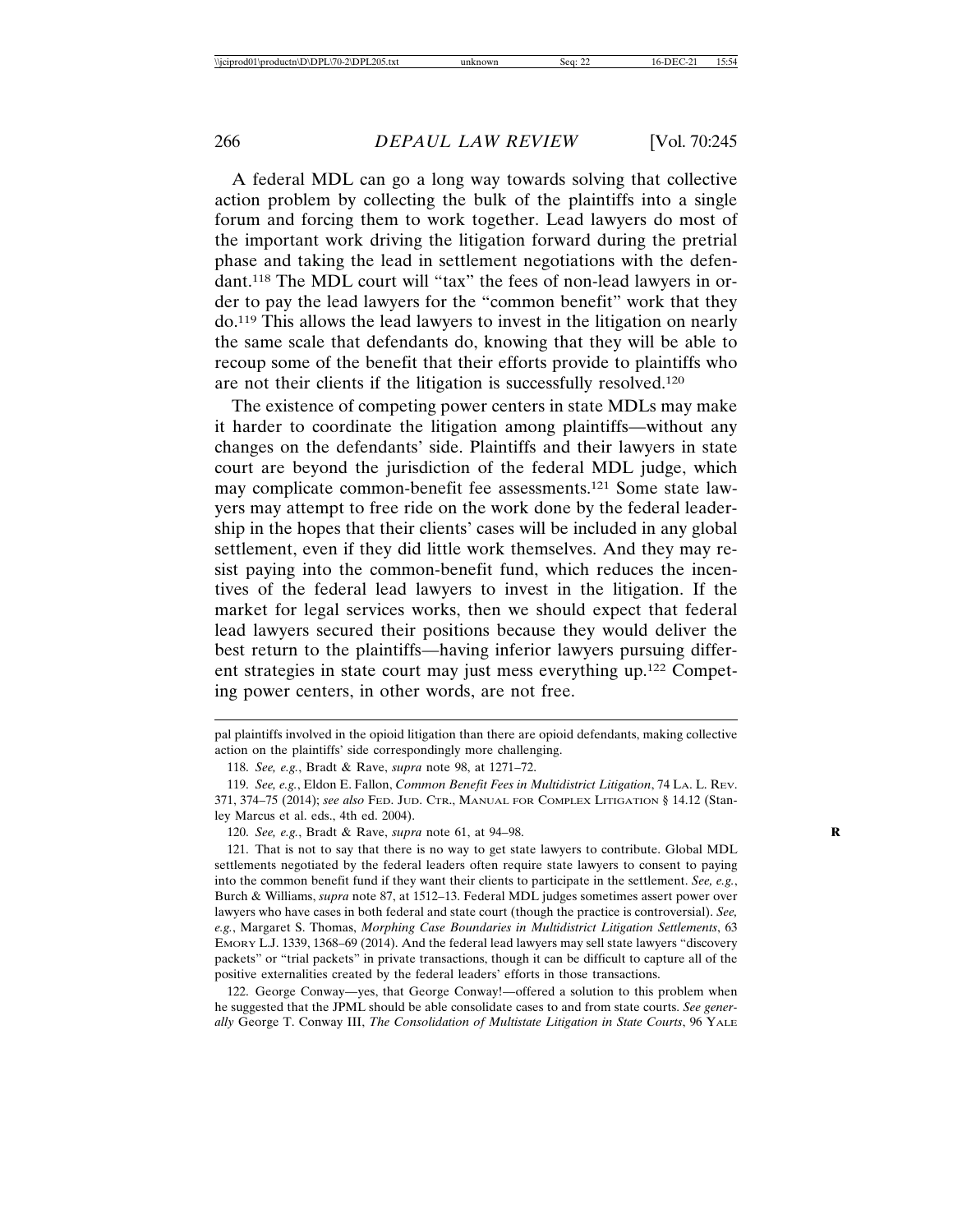A federal MDL can go a long way towards solving that collective action problem by collecting the bulk of the plaintiffs into a single forum and forcing them to work together. Lead lawyers do most of the important work driving the litigation forward during the pretrial phase and taking the lead in settlement negotiations with the defendant.[118] The MDL court will "tax" the fees of non-lead lawyers in order to pay the lead lawyers for the "common benefit" work that they do.[119] This allows the lead lawyers to invest in the litigation on nearly the same scale that defendants do, knowing that they will be able to recoup some of the benefit that their efforts provide to plaintiffs who are not their clients if the litigation is successfully resolved.[120]

The existence of competing power centers in state MDLs may make it harder to coordinate the litigation among plaintiffs—without any changes on the defendants' side. Plaintiffs and their lawyers in state court are beyond the jurisdiction of the federal MDL judge, which may complicate common-benefit fee assessments.[121] Some state lawyers may attempt to free ride on the work done by the federal leadership in the hopes that their clients' cases will be included in any global settlement, even if they did little work themselves. And they may resist paying into the common-benefit fund, which reduces the incentives of the federal lead lawyers to invest in the litigation. If the market for legal services works, then we should expect that federal lead lawyers secured their positions because they would deliver the best return to the plaintiffs—having inferior lawyers pursuing different strategies in state court may just mess everything up.[122] Competing power centers, in other words, are not free.

---

pal plaintiffs involved in the opioid litigation than there are opioid defendants, making collective action on the plaintiffs' side correspondingly more challenging.

118. *See, e.g.*, Bradt & Rave, *supra* note 98, at 1271–72.

119. *See, e.g.*, Eldon E. Fallon, *Common Benefit Fees in Multidistrict Litigation*, 74 LA. L. REV. 371, 374–75 (2014); *see also* FED. JUD. CTR., MANUAL FOR COMPLEX LITIGATION § 14.12 (Stanley Marcus et al. eds., 4th ed. 2004).

120. *See, e.g.*, Bradt & Rave, *supra* note 61, at 94–98.

121. That is not to say that there is no way to get state lawyers to contribute. Global MDL settlements negotiated by the federal leaders often require state lawyers to consent to paying into the common benefit fund if they want their clients to participate in the settlement. *See, e.g.*, Burch & Williams, *supra* note 87, at 1512–13. Federal MDL judges sometimes assert power over lawyers who have cases in both federal and state court (though the practice is controversial). *See, e.g.*, Margaret S. Thomas, *Morphing Case Boundaries in Multidistrict Litigation Settlements*, 63 EMORY L.J. 1339, 1368–69 (2014). And the federal lead lawyers may sell state lawyers "discovery packets" or "trial packets" in private transactions, though it can be difficult to capture all of the positive externalities created by the federal leaders' efforts in those transactions.

122. George Conway—yes, that George Conway!—offered a solution to this problem when he suggested that the JPML should be able consolidate cases to and from state courts. *See generally* George T. Conway III, *The Consolidation of Multistate Litigation in State Courts*, 96 YALE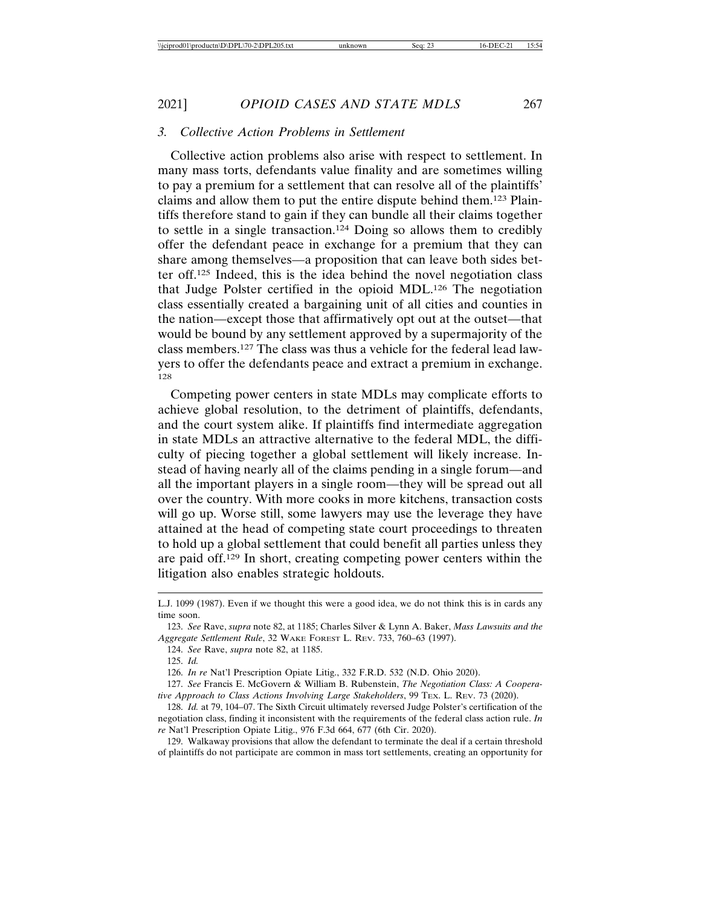### 3. *Collective Action Problems in Settlement*

Collective action problems also arise with respect to settlement. In many mass torts, defendants value finality and are sometimes willing to pay a premium for a settlement that can resolve all of the plaintiffs' claims and allow them to put the entire dispute behind them.[123] Plaintiffs therefore stand to gain if they can bundle all their claims together to settle in a single transaction.[124] Doing so allows them to credibly offer the defendant peace in exchange for a premium that they can share among themselves—a proposition that can leave both sides better off.[125] Indeed, this is the idea behind the novel negotiation class that Judge Polster certified in the opioid MDL.[126] The negotiation class essentially created a bargaining unit of all cities and counties in the nation—except those that affirmatively opt out at the outset—that would be bound by any settlement approved by a supermajority of the class members.[127] The class was thus a vehicle for the federal lead lawyers to offer the defendants peace and extract a premium in exchange.[128]

Competing power centers in state MDLs may complicate efforts to achieve global resolution, to the detriment of plaintiffs, defendants, and the court system alike. If plaintiffs find intermediate aggregation in state MDLs an attractive alternative to the federal MDL, the difficulty of piecing together a global settlement will likely increase. Instead of having nearly all of the claims pending in a single forum—and all the important players in a single room—they will be spread out all over the country. With more cooks in more kitchens, transaction costs will go up. Worse still, some lawyers may use the leverage they have attained at the head of competing state court proceedings to threaten to hold up a global settlement that could benefit all parties unless they are paid off.[129] In short, creating competing power centers within the litigation also enables strategic holdouts.

---

L.J. 1099 (1987). Even if we thought this were a good idea, we do not think this is in cards any time soon.

123. *See* Rave, *supra* note 82, at 1185; Charles Silver & Lynn A. Baker, *Mass Lawsuits and the Aggregate Settlement Rule*, 32 WAKE FOREST L. REV. 733, 760–63 (1997).

124. *See* Rave, *supra* note 82, at 1185.

125. *Id.*

126. *In re* Nat'l Prescription Opiate Litig., 332 F.R.D. 532 (N.D. Ohio 2020).

127. *See* Francis E. McGovern & William B. Rubenstein, *The Negotiation Class: A Cooperative Approach to Class Actions Involving Large Stakeholders*, 99 TEX. L. REV. 73 (2020).

128. *Id.* at 79, 104–07. The Sixth Circuit ultimately reversed Judge Polster's certification of the negotiation class, finding it inconsistent with the requirements of the federal class action rule. *In re* Nat'l Prescription Opiate Litig., 976 F.3d 664, 677 (6th Cir. 2020).

129. Walkaway provisions that allow the defendant to terminate the deal if a certain threshold of plaintiffs do not participate are common in mass tort settlements, creating an opportunity for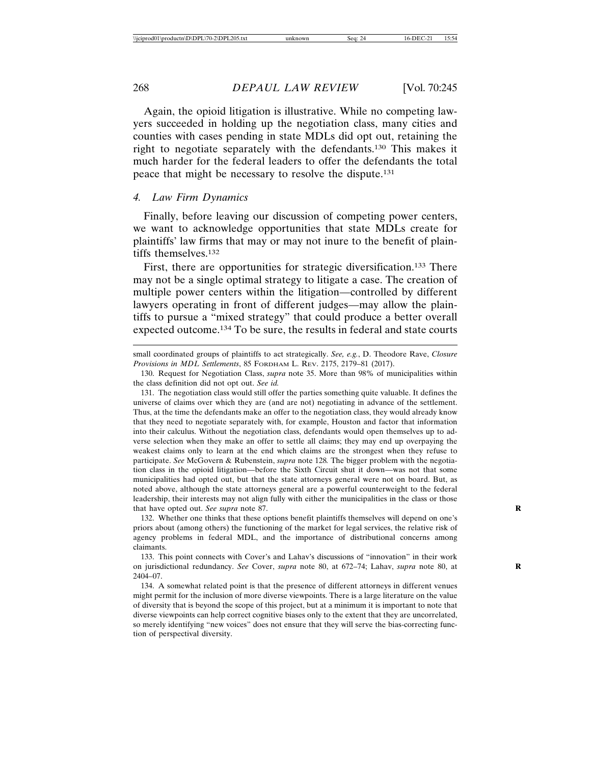Again, the opioid litigation is illustrative. While no competing lawyers succeeded in holding up the negotiation class, many cities and counties with cases pending in state MDLs did opt out, retaining the right to negotiate separately with the defendants.[130] This makes it much harder for the federal leaders to offer the defendants the total peace that might be necessary to resolve the dispute.[131]

### 4. Law Firm Dynamics

Finally, before leaving our discussion of competing power centers, we want to acknowledge opportunities that state MDLs create for plaintiffs' law firms that may or may not inure to the benefit of plaintiffs themselves.[132]

First, there are opportunities for strategic diversification.[133] There may not be a single optimal strategy to litigate a case. The creation of multiple power centers within the litigation—controlled by different lawyers operating in front of different judges—may allow the plaintiffs to pursue a "mixed strategy" that could produce a better overall expected outcome.[134] To be sure, the results in federal and state courts

---

small coordinated groups of plaintiffs to act strategically. *See, e.g.*, D. Theodore Rave, *Closure Provisions in MDL Settlements*, 85 Fordham L. Rev. 2175, 2179–81 (2017).

130. Request for Negotiation Class, *supra* note 35. More than 98% of municipalities within the class definition did not opt out. *See id.*

131. The negotiation class would still offer the parties something quite valuable. It defines the universe of claims over which they are (and are not) negotiating in advance of the settlement. Thus, at the time the defendants make an offer to the negotiation class, they would already know that they need to negotiate separately with, for example, Houston and factor that information into their calculus. Without the negotiation class, defendants would open themselves up to adverse selection when they make an offer to settle all claims; they may end up overpaying the weakest claims only to learn at the end which claims are the strongest when they refuse to participate. *See* McGovern & Rubenstein, *supra* note 128. The bigger problem with the negotiation class in the opioid litigation—before the Sixth Circuit shut it down—was not that some municipalities had opted out, but that the state attorneys general were not on board. But, as noted above, although the state attorneys general are a powerful counterweight to the federal leadership, their interests may not align fully with either the municipalities in the class or those that have opted out. *See supra* note 87.

132. Whether one thinks that these options benefit plaintiffs themselves will depend on one's priors about (among others) the functioning of the market for legal services, the relative risk of agency problems in federal MDL, and the importance of distributional concerns among claimants.

133. This point connects with Cover's and Lahav's discussions of "innovation" in their work on jurisdictional redundancy. *See* Cover, *supra* note 80, at 672–74; Lahav, *supra* note 80, at 2404–07.

134. A somewhat related point is that the presence of different attorneys in different venues might permit for the inclusion of more diverse viewpoints. There is a large literature on the value of diversity that is beyond the scope of this project, but at a minimum it is important to note that diverse viewpoints can help correct cognitive biases only to the extent that they are uncorrelated, so merely identifying "new voices" does not ensure that they will serve the bias-correcting function of perspectival diversity.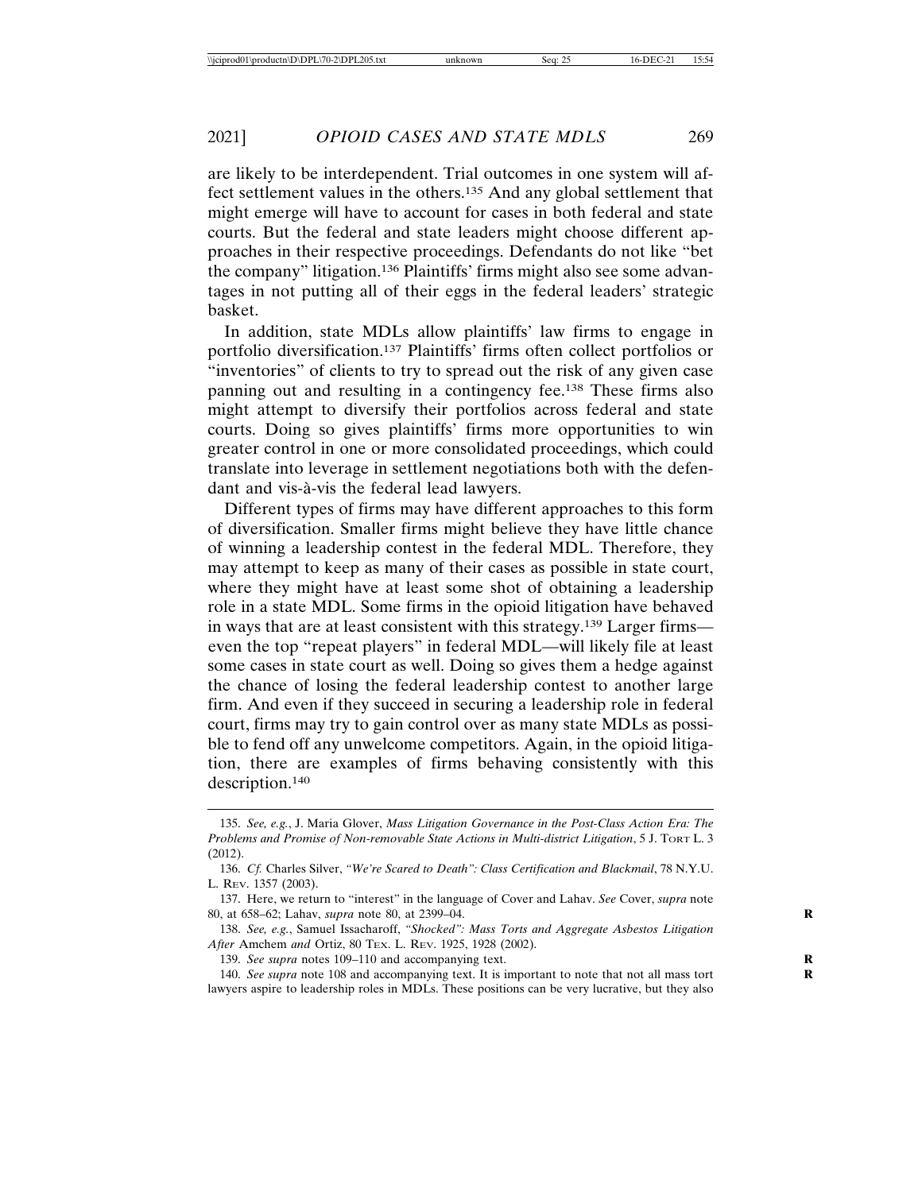are likely to be interdependent. Trial outcomes in one system will affect settlement values in the others.[135] And any global settlement that might emerge will have to account for cases in both federal and state courts. But the federal and state leaders might choose different approaches in their respective proceedings. Defendants do not like "bet the company" litigation.[136] Plaintiffs' firms might also see some advantages in not putting all of their eggs in the federal leaders' strategic basket.

In addition, state MDLs allow plaintiffs' law firms to engage in portfolio diversification.[137] Plaintiffs' firms often collect portfolios or "inventories" of clients to try to spread out the risk of any given case panning out and resulting in a contingency fee.[138] These firms also might attempt to diversify their portfolios across federal and state courts. Doing so gives plaintiffs' firms more opportunities to win greater control in one or more consolidated proceedings, which could translate into leverage in settlement negotiations both with the defendant and vis-à-vis the federal lead lawyers.

Different types of firms may have different approaches to this form of diversification. Smaller firms might believe they have little chance of winning a leadership contest in the federal MDL. Therefore, they may attempt to keep as many of their cases as possible in state court, where they might have at least some shot of obtaining a leadership role in a state MDL. Some firms in the opioid litigation have behaved in ways that are at least consistent with this strategy.[139] Larger firms—even the top "repeat players" in federal MDL—will likely file at least some cases in state court as well. Doing so gives them a hedge against the chance of losing the federal leadership contest to another large firm. And even if they succeed in securing a leadership role in federal court, firms may try to gain control over as many state MDLs as possible to fend off any unwelcome competitors. Again, in the opioid litigation, there are examples of firms behaving consistently with this description.[140]

---

135. *See, e.g.*, J. Maria Glover, *Mass Litigation Governance in the Post-Class Action Era: The Problems and Promise of Non-removable State Actions in Multi-district Litigation*, 5 J. Tort L. 3 (2012).

136. *Cf.* Charles Silver, *"We're Scared to Death": Class Certification and Blackmail*, 78 N.Y.U. L. Rev. 1357 (2003).

137. Here, we return to "interest" in the language of Cover and Lahav. *See* Cover, *supra* note 80, at 658–62; Lahav, *supra* note 80, at 2399–04.

138. *See, e.g.*, Samuel Issacharoff, *"Shocked": Mass Torts and Aggregate Asbestos Litigation After* Amchem *and* Ortiz, 80 Tex. L. Rev. 1925, 1928 (2002).

139. *See supra* notes 109–110 and accompanying text.

140. *See supra* note 108 and accompanying text. It is important to note that not all mass tort lawyers aspire to leadership roles in MDLs. These positions can be very lucrative, but they also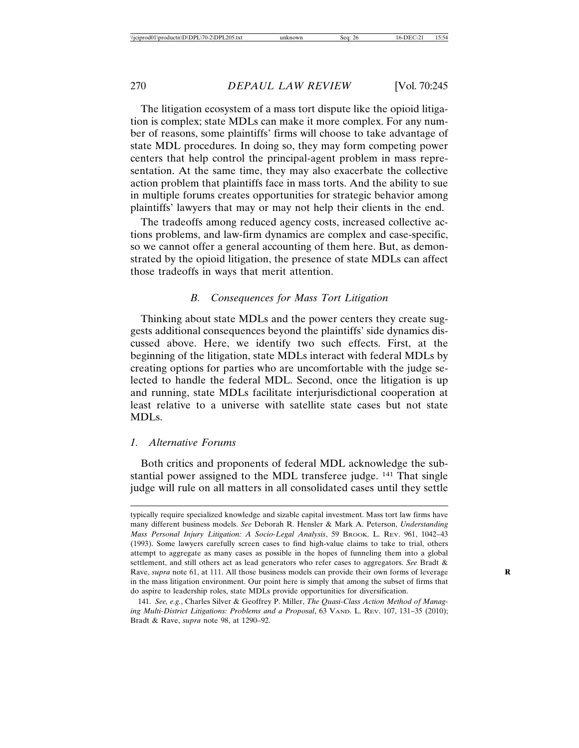The litigation ecosystem of a mass tort dispute like the opioid litigation is complex; state MDLs can make it more complex. For any number of reasons, some plaintiffs' firms will choose to take advantage of state MDL procedures. In doing so, they may form competing power centers that help control the principal-agent problem in mass representation. At the same time, they may also exacerbate the collective action problem that plaintiffs face in mass torts. And the ability to sue in multiple forums creates opportunities for strategic behavior among plaintiffs' lawyers that may or may not help their clients in the end.

The tradeoffs among reduced agency costs, increased collective actions problems, and law-firm dynamics are complex and case-specific, so we cannot offer a general accounting of them here. But, as demonstrated by the opioid litigation, the presence of state MDLs can affect those tradeoffs in ways that merit attention.

### *B. Consequences for Mass Tort Litigation*

Thinking about state MDLs and the power centers they create suggests additional consequences beyond the plaintiffs' side dynamics discussed above. Here, we identify two such effects. First, at the beginning of the litigation, state MDLs interact with federal MDLs by creating options for parties who are uncomfortable with the judge selected to handle the federal MDL. Second, once the litigation is up and running, state MDLs facilitate interjurisdictional cooperation at least relative to a universe with satellite state cases but not state MDLs.

#### *1. Alternative Forums*

Both critics and proponents of federal MDL acknowledge the substantial power assigned to the MDL transferee judge. [141] That single judge will rule on all matters in all consolidated cases until they settle

---

typically require specialized knowledge and sizable capital investment. Mass tort law firms have many different business models. *See* Deborah R. Hensler & Mark A. Peterson, *Understanding Mass Personal Injury Litigation: A Socio-Legal Analysis*, 59 BROOK. L. REV. 961, 1042–43 (1993). Some lawyers carefully screen cases to find high-value claims to take to trial, others attempt to aggregate as many cases as possible in the hopes of funneling them into a global settlement, and still others act as lead generators who refer cases to aggregators. *See* Bradt & Rave, *supra* note 61, at 111. All those business models can provide their own forms of leverage in the mass litigation environment. Our point here is simply that among the subset of firms that do aspire to leadership roles, state MDLs provide opportunities for diversification.

141. *See, e.g.*, Charles Silver & Geoffrey P. Miller, *The Quasi-Class Action Method of Managing Multi-District Litigations: Problems and a Proposal*, 63 VAND. L. REV. 107, 131–35 (2010); Bradt & Rave, *supra* note 98, at 1290–92.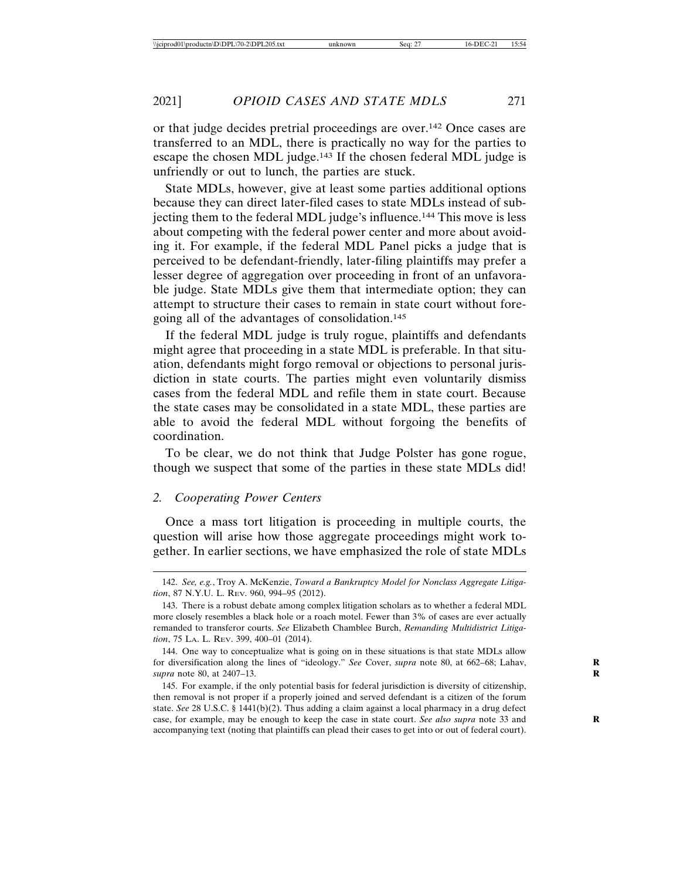or that judge decides pretrial proceedings are over.[142] Once cases are transferred to an MDL, there is practically no way for the parties to escape the chosen MDL judge.[143] If the chosen federal MDL judge is unfriendly or out to lunch, the parties are stuck.

State MDLs, however, give at least some parties additional options because they can direct later-filed cases to state MDLs instead of subjecting them to the federal MDL judge's influence.[144] This move is less about competing with the federal power center and more about avoiding it. For example, if the federal MDL Panel picks a judge that is perceived to be defendant-friendly, later-filing plaintiffs may prefer a lesser degree of aggregation over proceeding in front of an unfavorable judge. State MDLs give them that intermediate option; they can attempt to structure their cases to remain in state court without foregoing all of the advantages of consolidation.[145]

If the federal MDL judge is truly rogue, plaintiffs and defendants might agree that proceeding in a state MDL is preferable. In that situation, defendants might forgo removal or objections to personal jurisdiction in state courts. The parties might even voluntarily dismiss cases from the federal MDL and refile them in state court. Because the state cases may be consolidated in a state MDL, these parties are able to avoid the federal MDL without forgoing the benefits of coordination.

To be clear, we do not think that Judge Polster has gone rogue, though we suspect that some of the parties in these state MDLs did!

### 2. Cooperating Power Centers

Once a mass tort litigation is proceeding in multiple courts, the question will arise how those aggregate proceedings might work together. In earlier sections, we have emphasized the role of state MDLs

---

142. *See, e.g.*, Troy A. McKenzie, *Toward a Bankruptcy Model for Nonclass Aggregate Litigation*, 87 N.Y.U. L. Rev. 960, 994–95 (2012).

143. There is a robust debate among complex litigation scholars as to whether a federal MDL more closely resembles a black hole or a roach motel. Fewer than 3% of cases are ever actually remanded to transferor courts. *See* Elizabeth Chamblee Burch, *Remanding Multidistrict Litigation*, 75 La. L. Rev. 399, 400–01 (2014).

144. One way to conceptualize what is going on in these situations is that state MDLs allow for diversification along the lines of "ideology." *See* Cover, *supra* note 80, at 662–68; Lahav, *supra* note 80, at 2407–13.

145. For example, if the only potential basis for federal jurisdiction is diversity of citizenship, then removal is not proper if a properly joined and served defendant is a citizen of the forum state. *See* 28 U.S.C. § 1441(b)(2). Thus adding a claim against a local pharmacy in a drug defect case, for example, may be enough to keep the case in state court. *See also supra* note 33 and accompanying text (noting that plaintiffs can plead their cases to get into or out of federal court).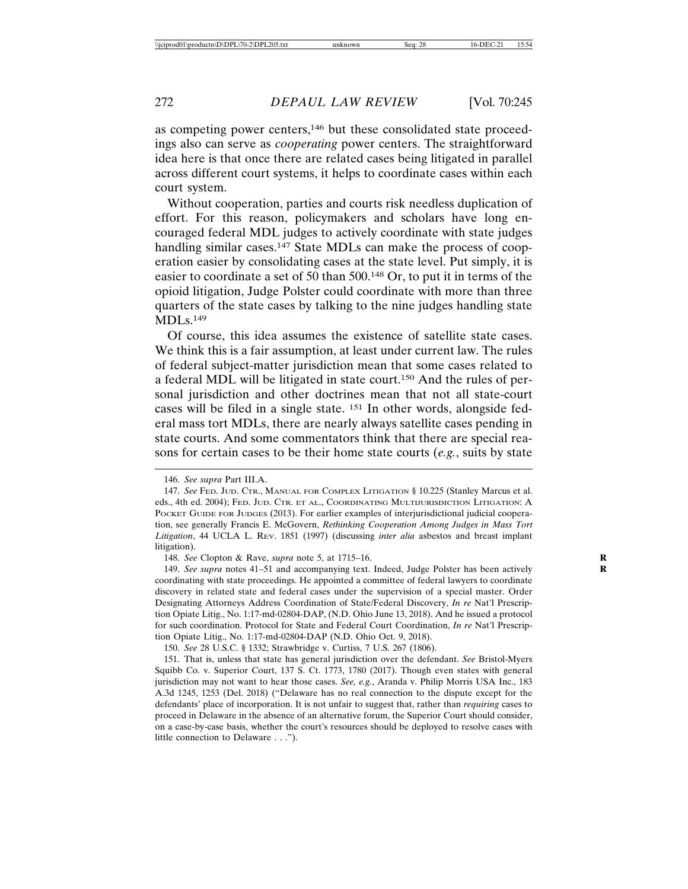as competing power centers,[146] but these consolidated state proceedings also can serve as *cooperating* power centers. The straightforward idea here is that once there are related cases being litigated in parallel across different court systems, it helps to coordinate cases within each court system.

Without cooperation, parties and courts risk needless duplication of effort. For this reason, policymakers and scholars have long encouraged federal MDL judges to actively coordinate with state judges handling similar cases.[147] State MDLs can make the process of cooperation easier by consolidating cases at the state level. Put simply, it is easier to coordinate a set of 50 than 500.[148] Or, to put it in terms of the opioid litigation, Judge Polster could coordinate with more than three quarters of the state cases by talking to the nine judges handling state MDLs.[149]

Of course, this idea assumes the existence of satellite state cases. We think this is a fair assumption, at least under current law. The rules of federal subject-matter jurisdiction mean that some cases related to a federal MDL will be litigated in state court.[150] And the rules of personal jurisdiction and other doctrines mean that not all state-court cases will be filed in a single state. [151] In other words, alongside federal mass tort MDLs, there are nearly always satellite cases pending in state courts. And some commentators think that there are special reasons for certain cases to be their home state courts (*e.g.*, suits by state

---

146. *See supra* Part III.A.

147. *See* FED. JUD. CTR., MANUAL FOR COMPLEX LITIGATION § 10.225 (Stanley Marcus et al. eds., 4th ed. 2004); FED. JUD. CTR. ET AL., COORDINATING MULTIJURISDICTION LITIGATION: A POCKET GUIDE FOR JUDGES (2013). For earlier examples of interjurisdictional judicial cooperation, see generally Francis E. McGovern, *Rethinking Cooperation Among Judges in Mass Tort Litigation*, 44 UCLA L. REV. 1851 (1997) (discussing *inter alia* asbestos and breast implant litigation).

148. *See* Clopton & Rave, *supra* note 5, at 1715–16.

149. *See supra* notes 41–51 and accompanying text. Indeed, Judge Polster has been actively coordinating with state proceedings. He appointed a committee of federal lawyers to coordinate discovery in related state and federal cases under the supervision of a special master. Order Designating Attorneys Address Coordination of State/Federal Discovery, *In re* Nat'l Prescription Opiate Litig., No. 1:17-md-02804-DAP, (N.D. Ohio June 13, 2018). And he issued a protocol for such coordination. Protocol for State and Federal Court Coordination, *In re* Nat'l Prescription Opiate Litig., No. 1:17-md-02804-DAP (N.D. Ohio Oct. 9, 2018).

150. *See* 28 U.S.C. § 1332; Strawbridge v. Curtiss, 7 U.S. 267 (1806).

151. That is, unless that state has general jurisdiction over the defendant. *See* Bristol-Myers Squibb Co. v. Superior Court, 137 S. Ct. 1773, 1780 (2017). Though even states with general jurisdiction may not want to hear those cases. *See, e.g.*, Aranda v. Philip Morris USA Inc., 183 A.3d 1245, 1253 (Del. 2018) ("Delaware has no real connection to the dispute except for the defendants' place of incorporation. It is not unfair to suggest that, rather than *requiring* cases to proceed in Delaware in the absence of an alternative forum, the Superior Court should consider, on a case-by-case basis, whether the court's resources should be deployed to resolve cases with little connection to Delaware . . .").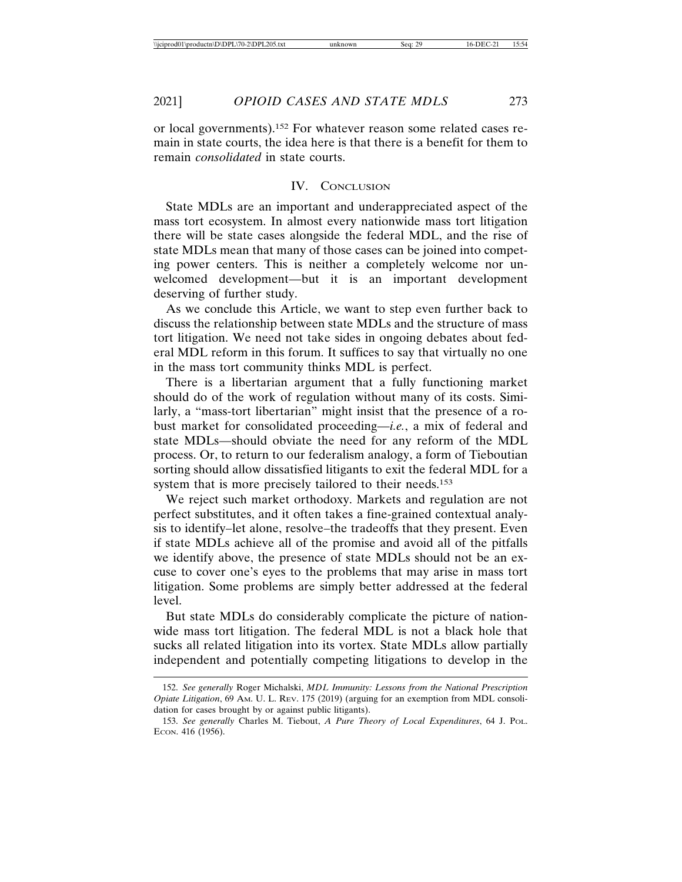or local governments).[152] For whatever reason some related cases remain in state courts, the idea here is that there is a benefit for them to remain *consolidated* in state courts.

## IV. Conclusion

State MDLs are an important and underappreciated aspect of the mass tort ecosystem. In almost every nationwide mass tort litigation there will be state cases alongside the federal MDL, and the rise of state MDLs mean that many of those cases can be joined into competing power centers. This is neither a completely welcome nor unwelcomed development—but it is an important development deserving of further study.

As we conclude this Article, we want to step even further back to discuss the relationship between state MDLs and the structure of mass tort litigation. We need not take sides in ongoing debates about federal MDL reform in this forum. It suffices to say that virtually no one in the mass tort community thinks MDL is perfect.

There is a libertarian argument that a fully functioning market should do of the work of regulation without many of its costs. Similarly, a "mass-tort libertarian" might insist that the presence of a robust market for consolidated proceeding—*i.e.*, a mix of federal and state MDLs—should obviate the need for any reform of the MDL process. Or, to return to our federalism analogy, a form of Tieboutian sorting should allow dissatisfied litigants to exit the federal MDL for a system that is more precisely tailored to their needs.[153]

We reject such market orthodoxy. Markets and regulation are not perfect substitutes, and it often takes a fine-grained contextual analysis to identify–let alone, resolve–the tradeoffs that they present. Even if state MDLs achieve all of the promise and avoid all of the pitfalls we identify above, the presence of state MDLs should not be an excuse to cover one's eyes to the problems that may arise in mass tort litigation. Some problems are simply better addressed at the federal level.

But state MDLs do considerably complicate the picture of nationwide mass tort litigation. The federal MDL is not a black hole that sucks all related litigation into its vortex. State MDLs allow partially independent and potentially competing litigations to develop in the

---

152. *See generally* Roger Michalski, *MDL Immunity: Lessons from the National Prescription Opiate Litigation*, 69 Am. U. L. Rev. 175 (2019) (arguing for an exemption from MDL consolidation for cases brought by or against public litigants).

153. *See generally* Charles M. Tiebout, *A Pure Theory of Local Expenditures*, 64 J. Pol. Econ. 416 (1956).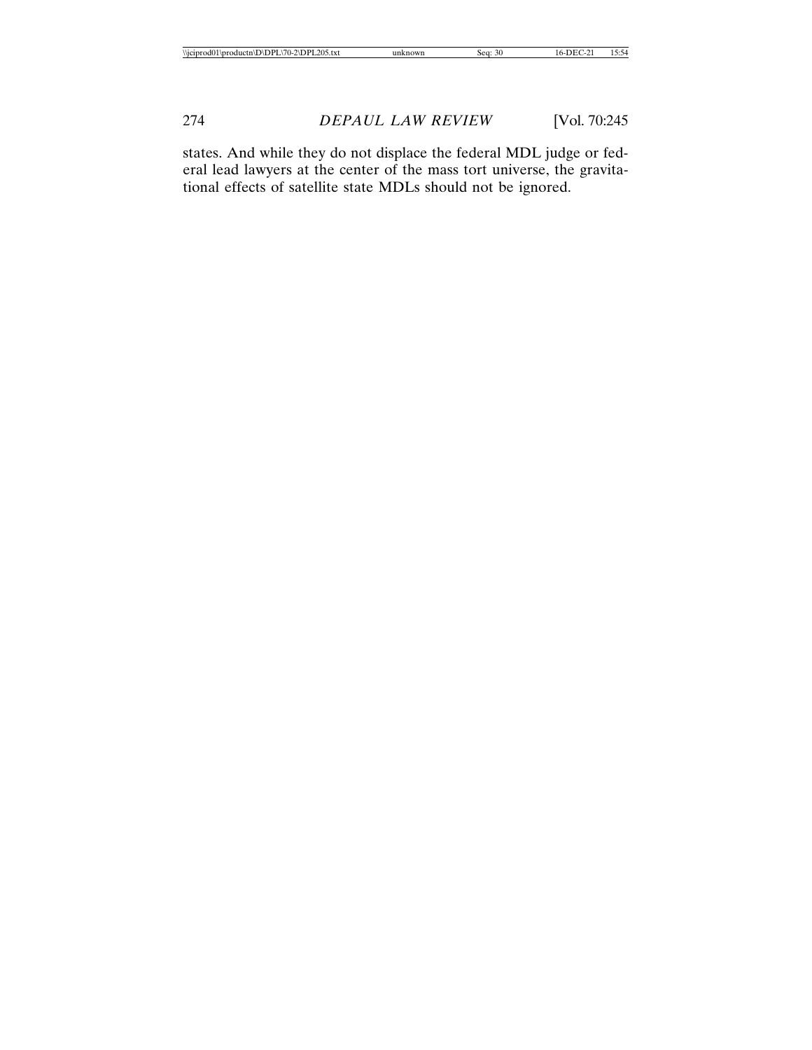states. And while they do not displace the federal MDL judge or federal lead lawyers at the center of the mass tort universe, the gravitational effects of satellite state MDLs should not be ignored.